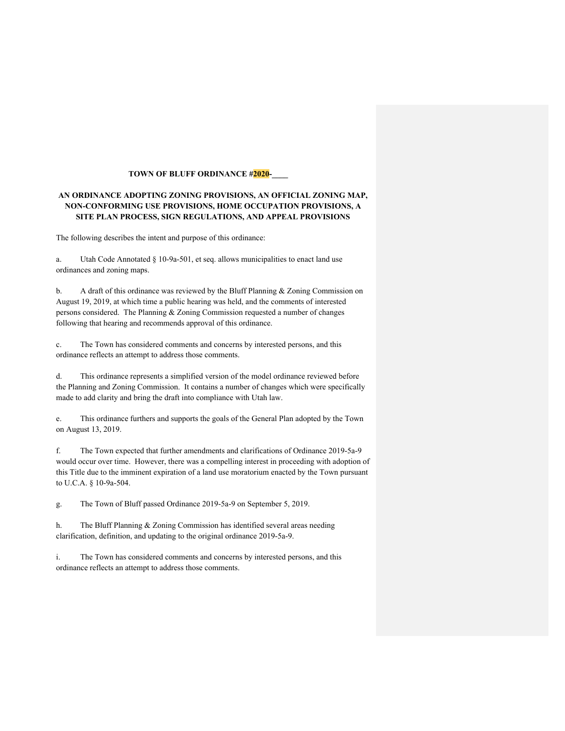**TOWN OF BLUFF ORDINANCE #2020-\_\_\_\_**

**AN ORDINANCE ADOPTING ZONING PROVISIONS, AN OFFICIAL ZONING MAP, NON-CONFORMING USE PROVISIONS, HOME OCCUPATION PROVISIONS, A SITE PLAN PROCESS, SIGN REGULATIONS, AND APPEAL PROVISIONS**

The following describes the intent and purpose of this ordinance:

a. Utah Code Annotated § 10-9a-501, et seq. allows municipalities to enact land use ordinances and zoning maps.

b. A draft of this ordinance was reviewed by the Bluff Planning & Zoning Commission on August 19, 2019, at which time a public hearing was held, and the comments of interested persons considered. The Planning & Zoning Commission requested a number of changes following that hearing and recommends approval of this ordinance.

c. The Town has considered comments and concerns by interested persons, and this ordinance reflects an attempt to address those comments.

d. This ordinance represents a simplified version of the model ordinance reviewed before the Planning and Zoning Commission. It contains a number of changes which were specifically made to add clarity and bring the draft into compliance with Utah law.

e. This ordinance furthers and supports the goals of the General Plan adopted by the Town on August 13, 2019.

f. The Town expected that further amendments and clarifications of Ordinance 2019-5a-9 would occur over time. However, there was a compelling interest in proceeding with adoption of this Title due to the imminent expiration of a land use moratorium enacted by the Town pursuant to U.C.A. § 10-9a-504.

g. The Town of Bluff passed Ordinance 2019-5a-9 on September 5, 2019.

h. The Bluff Planning & Zoning Commission has identified several areas needing clarification, definition, and updating to the original ordinance 2019-5a-9.

i. The Town has considered comments and concerns by interested persons, and this ordinance reflects an attempt to address those comments.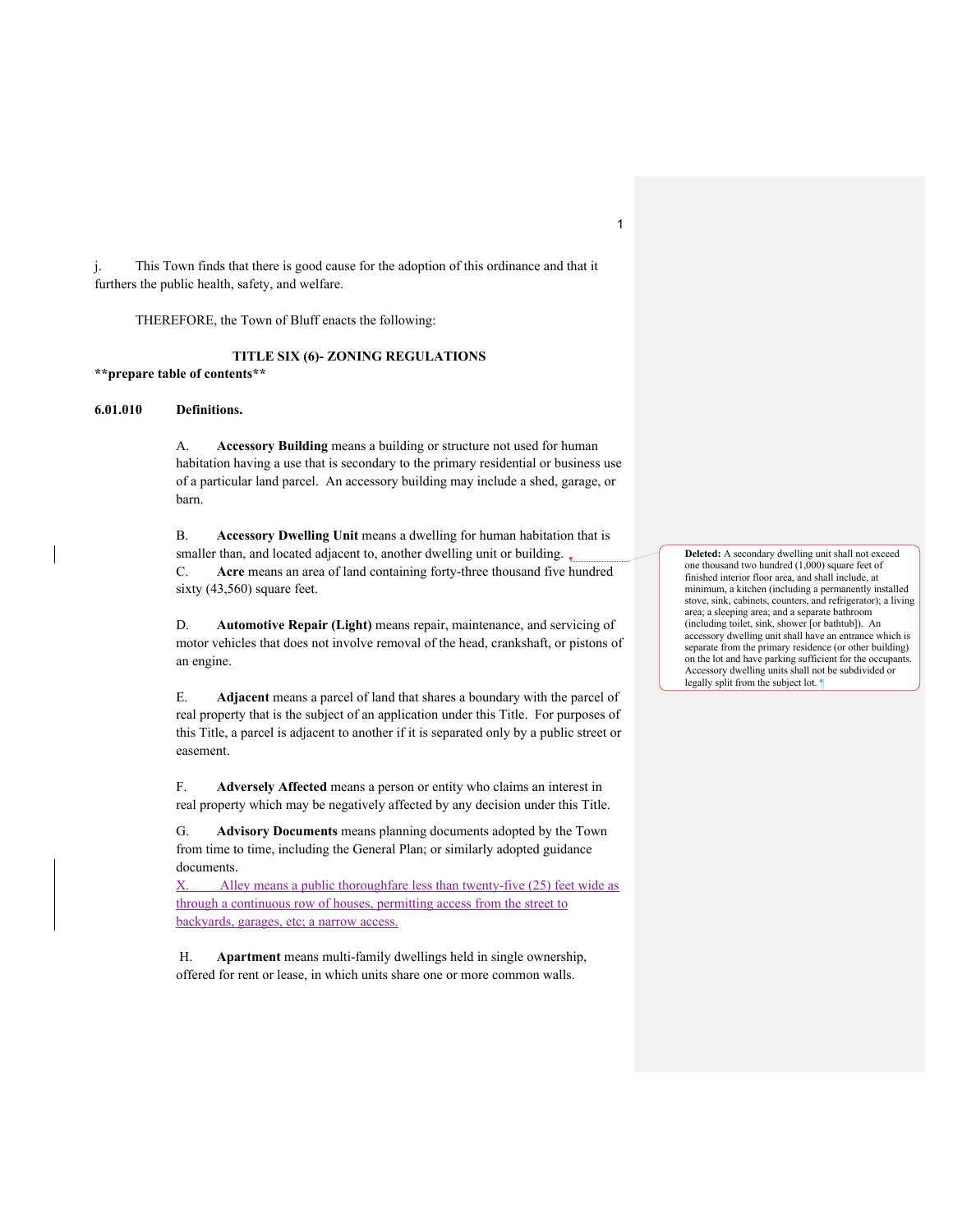j. This Town finds that there is good cause for the adoption of this ordinance and that it furthers the public health, safety, and welfare.

THEREFORE, the Town of Bluff enacts the following:

**TITLE SIX (6)- ZONING REGULATIONS**

****prepare table of contents****

**6.01.010 Definitions.**

A. **Accessory Building** means a building or structure not used for human habitation having a use that is secondary to the primary residential or business use of a particular land parcel. An accessory building may include a shed, garage, or barn.

B. **Accessory Dwelling Unit** means a dwelling for human habitation that is smaller than, and located adjacent to, another dwelling unit or building.

> **Deleted:** A secondary dwelling unit shall not exceed one thousand two hundred (1,000) square feet of finished interior floor area, and shall include, at minimum, a kitchen (including a permanently installed stove, sink, cabinets, counters, and refrigerator); a living area; a sleeping area; and a separate bathroom (including toilet, sink, shower [or bathtub]). An accessory dwelling unit shall have an entrance which is separate from the primary residence (or other building) on the lot and have parking sufficient for the occupants. Accessory dwelling units shall not be subdivided or legally split from the subject lot.

C. **Acre** means an area of land containing forty-three thousand five hundred sixty (43,560) square feet.

D. **Automotive Repair (Light)** means repair, maintenance, and servicing of motor vehicles that does not involve removal of the head, crankshaft, or pistons of an engine.

E. **Adjacent** means a parcel of land that shares a boundary with the parcel of real property that is the subject of an application under this Title. For purposes of this Title, a parcel is adjacent to another if it is separated only by a public street or easement.

F. **Adversely Affected** means a person or entity who claims an interest in real property which may be negatively affected by any decision under this Title.

G. **Advisory Documents** means planning documents adopted by the Town from time to time, including the General Plan; or similarly adopted guidance documents.

X. Alley means a public thoroughfare less than twenty-five (25) feet wide as through a continuous row of houses, permitting access from the street to backyards, garages, etc; a narrow access.

H. **Apartment** means multi-family dwellings held in single ownership, offered for rent or lease, in which units share one or more common walls.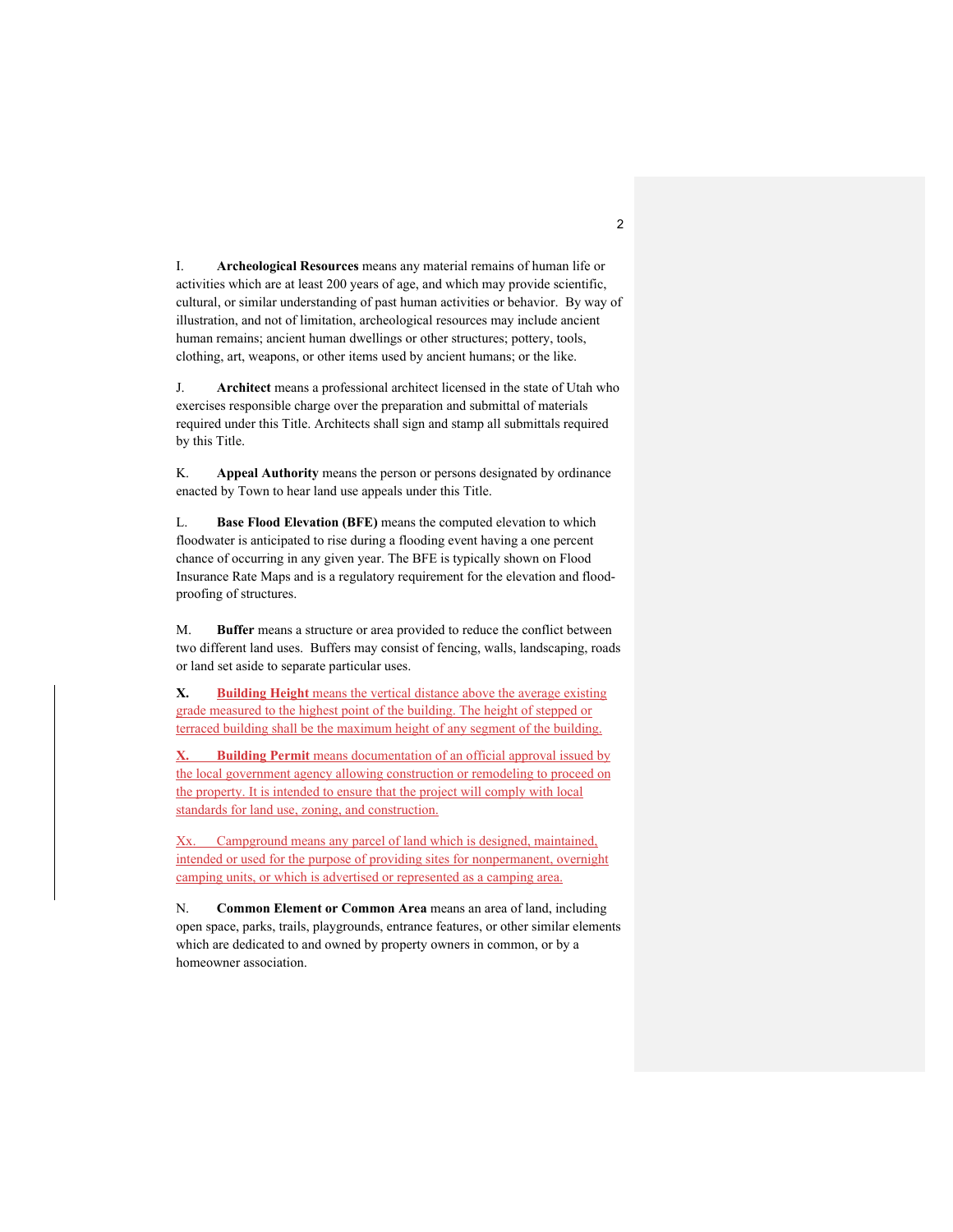I. **Archeological Resources** means any material remains of human life or activities which are at least 200 years of age, and which may provide scientific, cultural, or similar understanding of past human activities or behavior. By way of illustration, and not of limitation, archeological resources may include ancient human remains; ancient human dwellings or other structures; pottery, tools, clothing, art, weapons, or other items used by ancient humans; or the like.

J. **Architect** means a professional architect licensed in the state of Utah who exercises responsible charge over the preparation and submittal of materials required under this Title. Architects shall sign and stamp all submittals required by this Title.

K. **Appeal Authority** means the person or persons designated by ordinance enacted by Town to hear land use appeals under this Title.

L. **Base Flood Elevation (BFE)** means the computed elevation to which floodwater is anticipated to rise during a flooding event having a one percent chance of occurring in any given year. The BFE is typically shown on Flood Insurance Rate Maps and is a regulatory requirement for the elevation and flood-proofing of structures.

M. **Buffer** means a structure or area provided to reduce the conflict between two different land uses. Buffers may consist of fencing, walls, landscaping, roads or land set aside to separate particular uses.

**X. Building Height** means the vertical distance above the average existing grade measured to the highest point of the building. The height of stepped or terraced building shall be the maximum height of any segment of the building.

**X. Building Permit** means documentation of an official approval issued by the local government agency allowing construction or remodeling to proceed on the property. It is intended to ensure that the project will comply with local standards for land use, zoning, and construction.

Xx. Campground means any parcel of land which is designed, maintained, intended or used for the purpose of providing sites for nonpermanent, overnight camping units, or which is advertised or represented as a camping area.

N. **Common Element or Common Area** means an area of land, including open space, parks, trails, playgrounds, entrance features, or other similar elements which are dedicated to and owned by property owners in common, or by a homeowner association.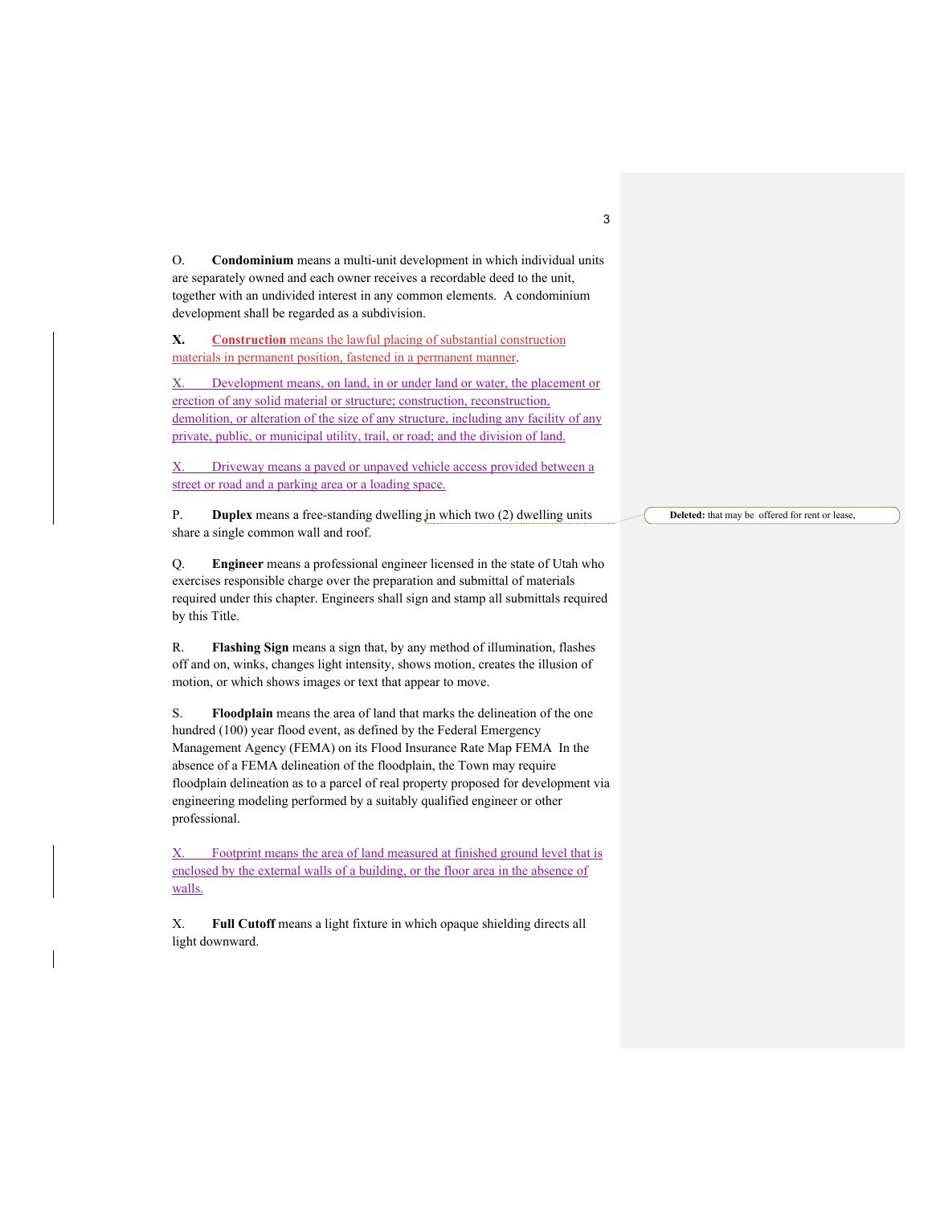O. **Condominium** means a multi-unit development in which individual units are separately owned and each owner receives a recordable deed to the unit, together with an undivided interest in any common elements. A condominium development shall be regarded as a subdivision.

**X. Construction** means the lawful placing of substantial construction materials in permanent position, fastened in a permanent manner.

X. Development means, on land, in or under land or water, the placement or erection of any solid material or structure; construction, reconstruction, demolition, or alteration of the size of any structure, including any facility of any private, public, or municipal utility, trail, or road; and the division of land.

X. Driveway means a paved or unpaved vehicle access provided between a street or road and a parking area or a loading space.

P. **Duplex** means a free-standing dwelling in which two (2) dwelling units share a single common wall and roof.

Deleted: that may be offered for rent or lease,

Q. **Engineer** means a professional engineer licensed in the state of Utah who exercises responsible charge over the preparation and submittal of materials required under this chapter. Engineers shall sign and stamp all submittals required by this Title.

R. **Flashing Sign** means a sign that, by any method of illumination, flashes off and on, winks, changes light intensity, shows motion, creates the illusion of motion, or which shows images or text that appear to move.

S. **Floodplain** means the area of land that marks the delineation of the one hundred (100) year flood event, as defined by the Federal Emergency Management Agency (FEMA) on its Flood Insurance Rate Map FEMA In the absence of a FEMA delineation of the floodplain, the Town may require floodplain delineation as to a parcel of real property proposed for development via engineering modeling performed by a suitably qualified engineer or other professional.

X. Footprint means the area of land measured at finished ground level that is enclosed by the external walls of a building, or the floor area in the absence of walls.

X. **Full Cutoff** means a light fixture in which opaque shielding directs all light downward.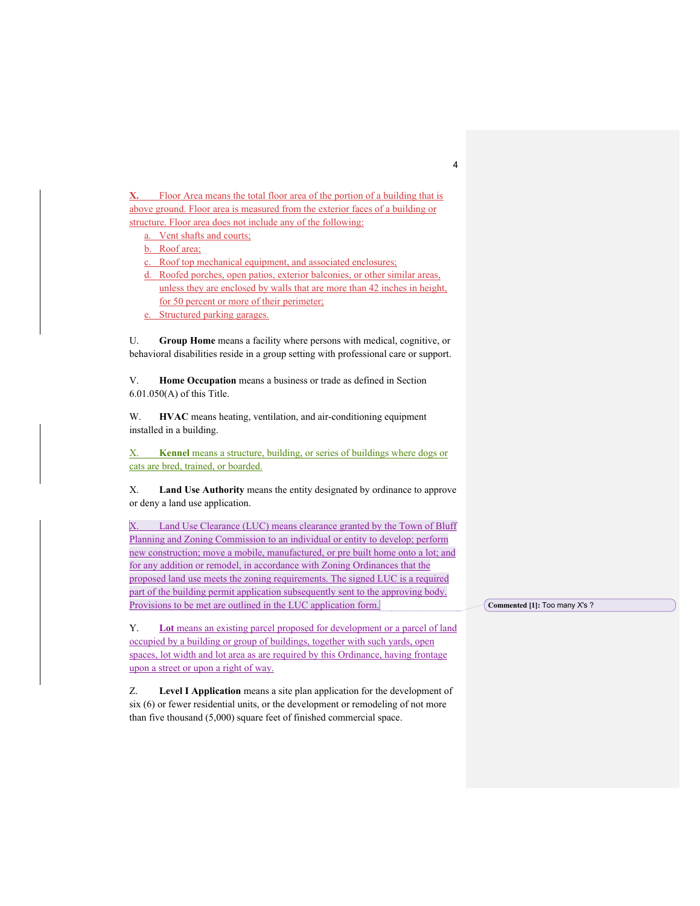X. Floor Area means the total floor area of the portion of a building that is above ground. Floor area is measured from the exterior faces of a building or structure. Floor area does not include any of the following:

a. Vent shafts and courts;
b. Roof area;
c. Roof top mechanical equipment, and associated enclosures;
d. Roofed porches, open patios, exterior balconies, or other similar areas, unless they are enclosed by walls that are more than 42 inches in height, for 50 percent or more of their perimeter;
e. Structured parking garages.

U. **Group Home** means a facility where persons with medical, cognitive, or behavioral disabilities reside in a group setting with professional care or support.

V. **Home Occupation** means a business or trade as defined in Section 6.01.050(A) of this Title.

W. **HVAC** means heating, ventilation, and air-conditioning equipment installed in a building.

X. **Kennel** means a structure, building, or series of buildings where dogs or cats are bred, trained, or boarded.

X. **Land Use Authority** means the entity designated by ordinance to approve or deny a land use application.

X. Land Use Clearance (LUC) means clearance granted by the Town of Bluff Planning and Zoning Commission to an individual or entity to develop; perform new construction; move a mobile, manufactured, or pre built home onto a lot; and for any addition or remodel, in accordance with Zoning Ordinances that the proposed land use meets the zoning requirements. The signed LUC is a required part of the building permit application subsequently sent to the approving body. Provisions to be met are outlined in the LUC application form.

Commented [1]: Too many X's ?

Y. **Lot** means an existing parcel proposed for development or a parcel of land occupied by a building or group of buildings, together with such yards, open spaces, lot width and lot area as are required by this Ordinance, having frontage upon a street or upon a right of way.

Z. **Level I Application** means a site plan application for the development of six (6) or fewer residential units, or the development or remodeling of not more than five thousand (5,000) square feet of finished commercial space.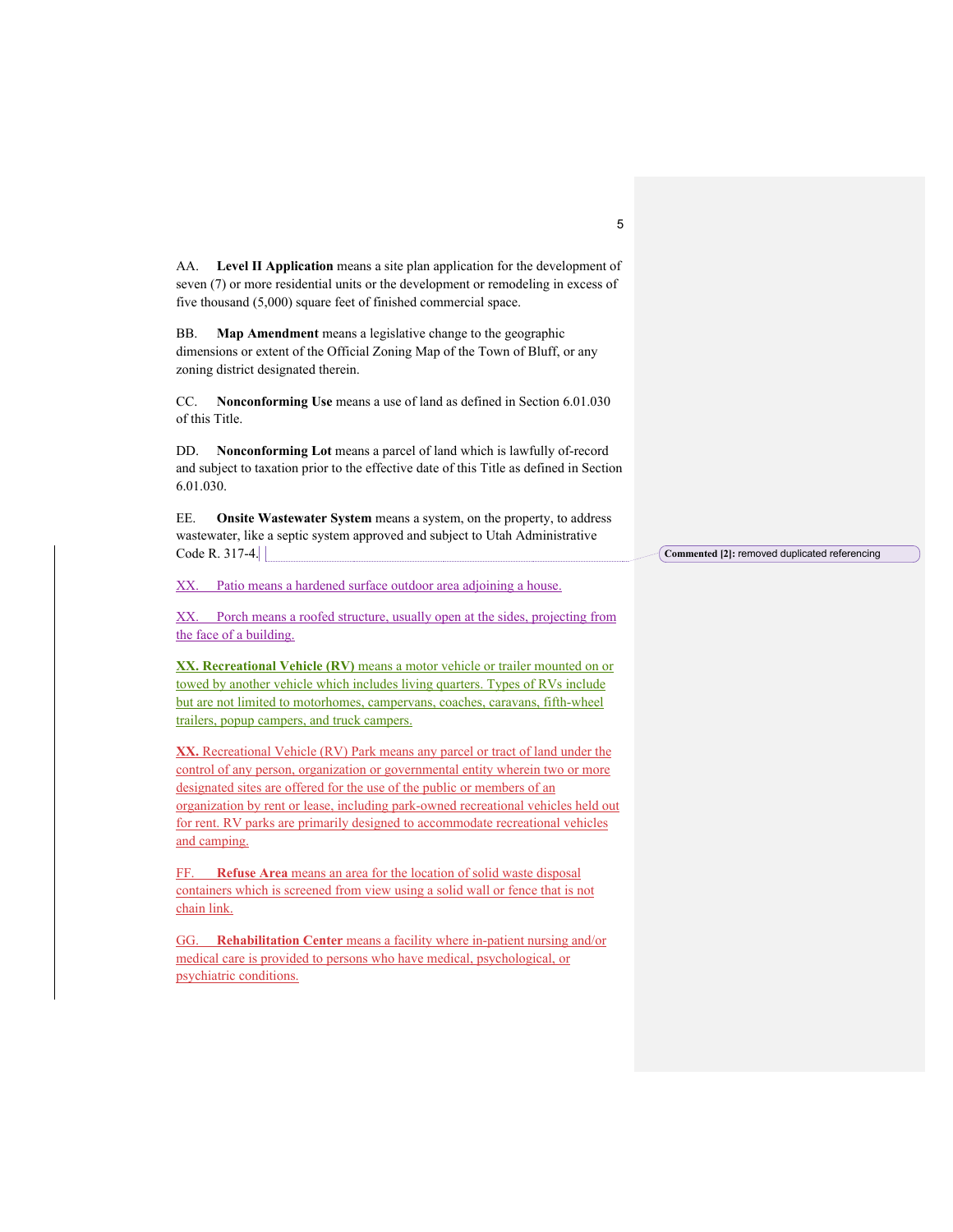AA. **Level II Application** means a site plan application for the development of seven (7) or more residential units or the development or remodeling in excess of five thousand (5,000) square feet of finished commercial space.

BB. **Map Amendment** means a legislative change to the geographic dimensions or extent of the Official Zoning Map of the Town of Bluff, or any zoning district designated therein.

CC. **Nonconforming Use** means a use of land as defined in Section 6.01.030 of this Title.

DD. **Nonconforming Lot** means a parcel of land which is lawfully of-record and subject to taxation prior to the effective date of this Title as defined in Section 6.01.030.

EE. **Onsite Wastewater System** means a system, on the property, to address wastewater, like a septic system approved and subject to Utah Administrative Code R. 317-4.

Commented [2]: removed duplicated referencing

XX. Patio means a hardened surface outdoor area adjoining a house.

XX. Porch means a roofed structure, usually open at the sides, projecting from the face of a building.

**XX. Recreational Vehicle (RV)** means a motor vehicle or trailer mounted on or towed by another vehicle which includes living quarters. Types of RVs include but are not limited to motorhomes, campervans, coaches, caravans, fifth-wheel trailers, popup campers, and truck campers.

**XX.** Recreational Vehicle (RV) Park means any parcel or tract of land under the control of any person, organization or governmental entity wherein two or more designated sites are offered for the use of the public or members of an organization by rent or lease, including park-owned recreational vehicles held out for rent. RV parks are primarily designed to accommodate recreational vehicles and camping.

FF. **Refuse Area** means an area for the location of solid waste disposal containers which is screened from view using a solid wall or fence that is not chain link.

GG. **Rehabilitation Center** means a facility where in-patient nursing and/or medical care is provided to persons who have medical, psychological, or psychiatric conditions.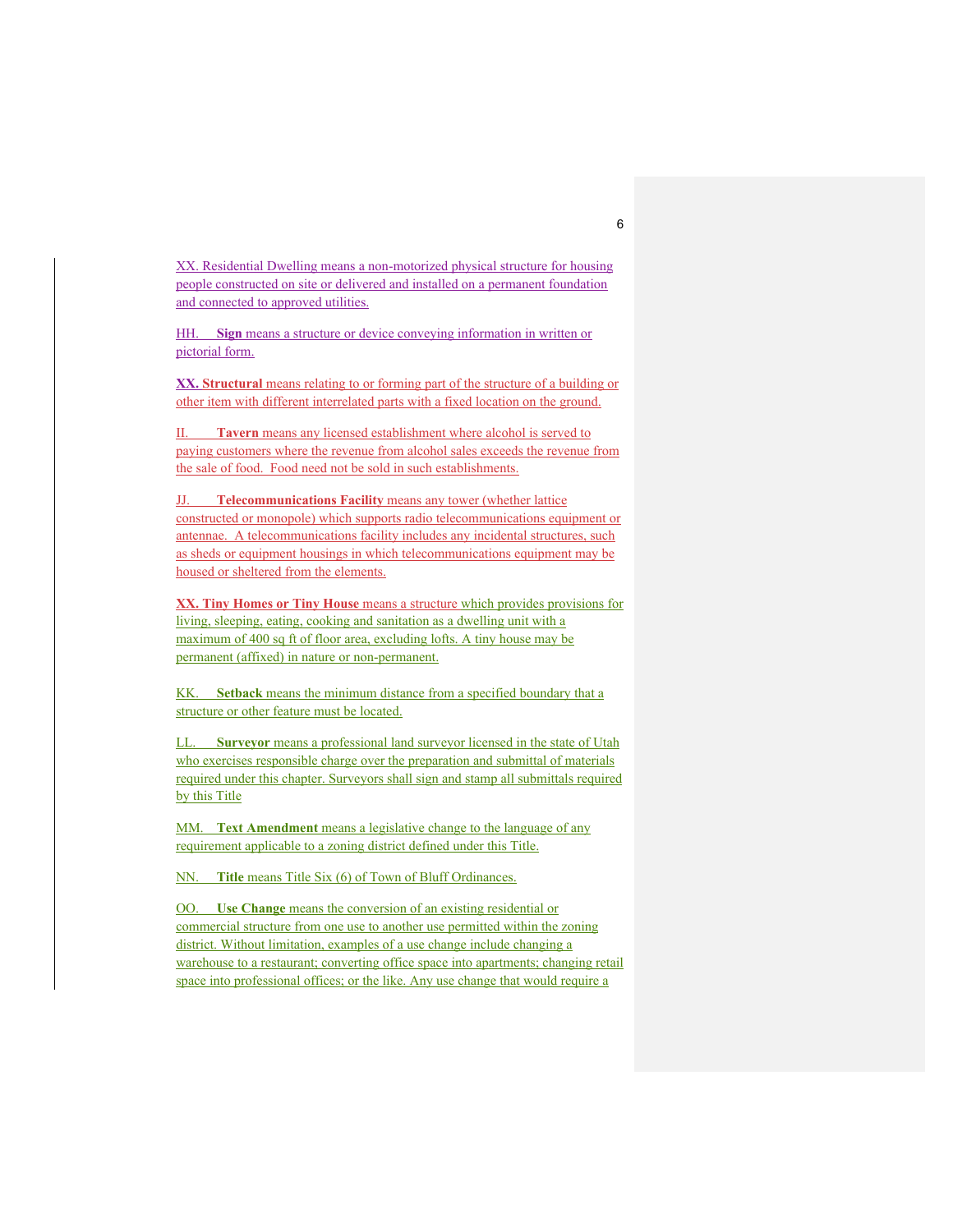XX. Residential Dwelling means a non-motorized physical structure for housing people constructed on site or delivered and installed on a permanent foundation and connected to approved utilities.

HH. **Sign** means a structure or device conveying information in written or pictorial form.

**XX. Structural** means relating to or forming part of the structure of a building or other item with different interrelated parts with a fixed location on the ground.

II. **Tavern** means any licensed establishment where alcohol is served to paying customers where the revenue from alcohol sales exceeds the revenue from the sale of food. Food need not be sold in such establishments.

JJ. **Telecommunications Facility** means any tower (whether lattice constructed or monopole) which supports radio telecommunications equipment or antennae. A telecommunications facility includes any incidental structures, such as sheds or equipment housings in which telecommunications equipment may be housed or sheltered from the elements.

**XX. Tiny Homes or Tiny House** means a structure which provides provisions for living, sleeping, eating, cooking and sanitation as a dwelling unit with a maximum of 400 sq ft of floor area, excluding lofts. A tiny house may be permanent (affixed) in nature or non-permanent.

KK. **Setback** means the minimum distance from a specified boundary that a structure or other feature must be located.

LL. **Surveyor** means a professional land surveyor licensed in the state of Utah who exercises responsible charge over the preparation and submittal of materials required under this chapter. Surveyors shall sign and stamp all submittals required by this Title

MM. **Text Amendment** means a legislative change to the language of any requirement applicable to a zoning district defined under this Title.

NN. **Title** means Title Six (6) of Town of Bluff Ordinances.

OO. **Use Change** means the conversion of an existing residential or commercial structure from one use to another use permitted within the zoning district. Without limitation, examples of a use change include changing a warehouse to a restaurant; converting office space into apartments; changing retail space into professional offices; or the like. Any use change that would require a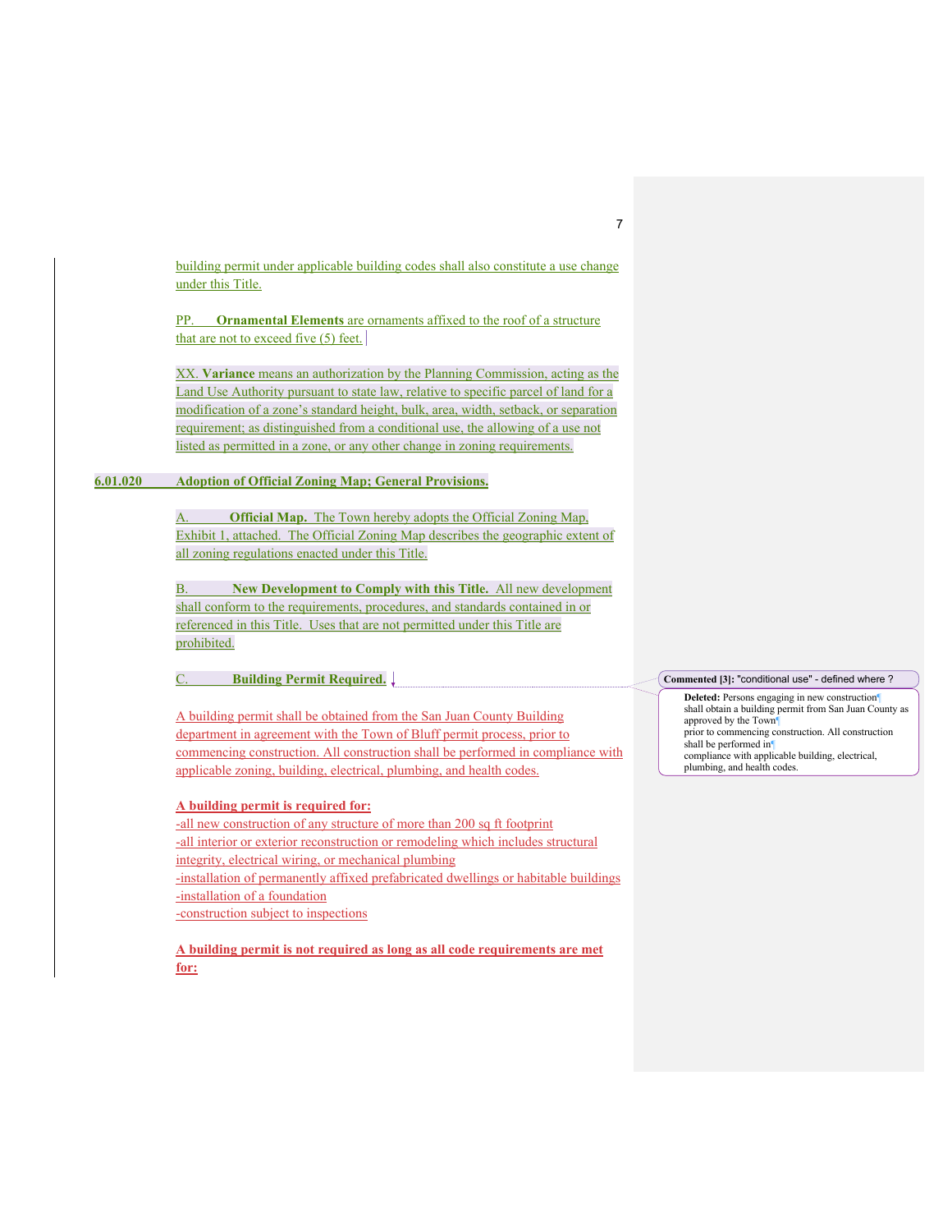building permit under applicable building codes shall also constitute a use change under this Title.

PP. **Ornamental Elements** are ornaments affixed to the roof of a structure that are not to exceed five (5) feet.

XX. **Variance** means an authorization by the Planning Commission, acting as the Land Use Authority pursuant to state law, relative to specific parcel of land for a modification of a zone's standard height, bulk, area, width, setback, or separation requirement; as distinguished from a conditional use, the allowing of a use not listed as permitted in a zone, or any other change in zoning requirements.

## 6.01.020 Adoption of Official Zoning Map; General Provisions.

A. **Official Map.** The Town hereby adopts the Official Zoning Map, Exhibit 1, attached. The Official Zoning Map describes the geographic extent of all zoning regulations enacted under this Title.

B. **New Development to Comply with this Title.** All new development shall conform to the requirements, procedures, and standards contained in or referenced in this Title. Uses that are not permitted under this Title are prohibited.

C. **Building Permit Required.**

A building permit shall be obtained from the San Juan County Building department in agreement with the Town of Bluff permit process, prior to commencing construction. All construction shall be performed in compliance with applicable zoning, building, electrical, plumbing, and health codes.

**A building permit is required for:**

-all new construction of any structure of more than 200 sq ft footprint
-all interior or exterior reconstruction or remodeling which includes structural integrity, electrical wiring, or mechanical plumbing
-installation of permanently affixed prefabricated dwellings or habitable buildings
-installation of a foundation
-construction subject to inspections

**A building permit is not required as long as all code requirements are met for:**

**Commented [3]:** "conditional use" - defined where ?

**Deleted:** Persons engaging in new construction shall obtain a building permit from San Juan County as approved by the Town prior to commencing construction. All construction shall be performed in compliance with applicable building, electrical, plumbing, and health codes.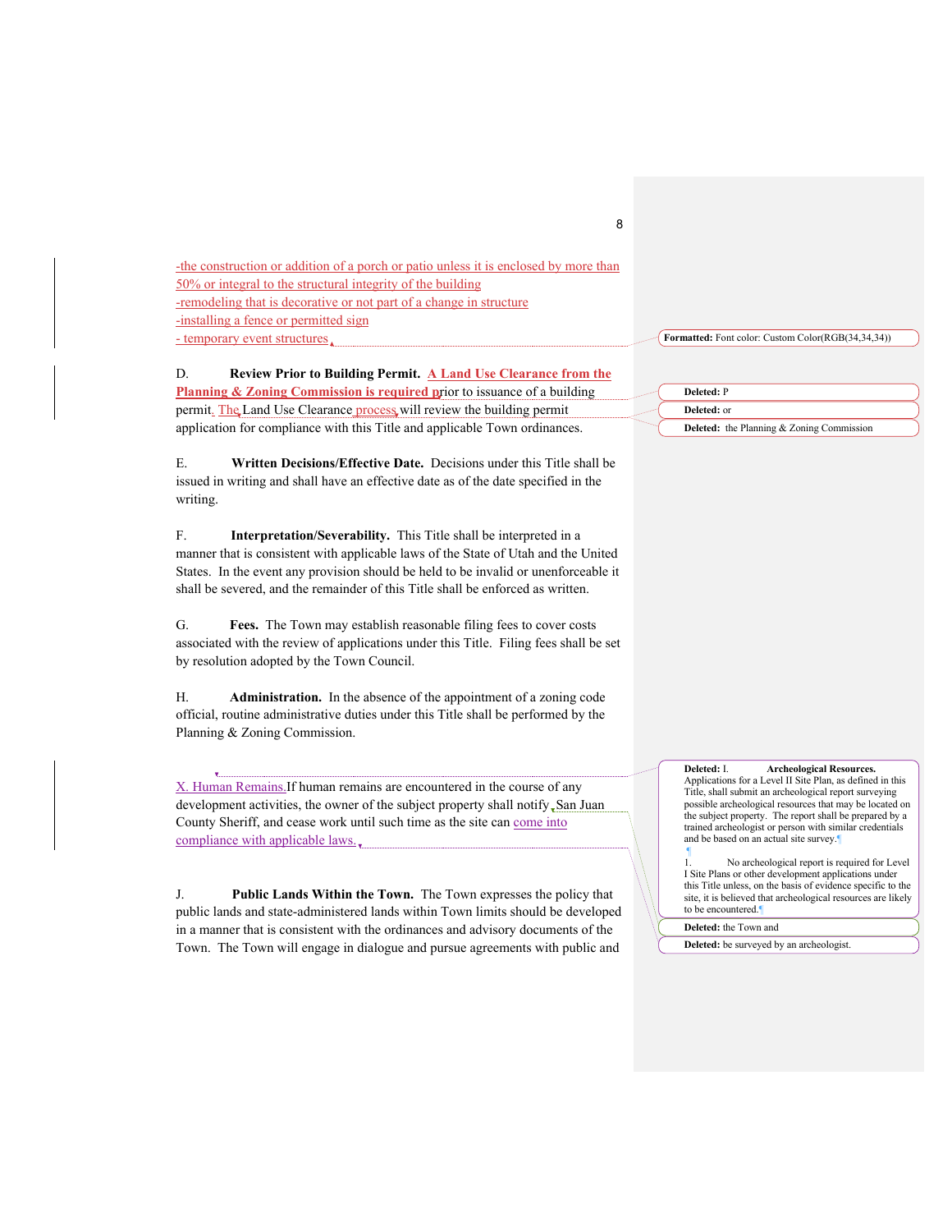-the construction or addition of a porch or patio unless it is enclosed by more than 50% or integral to the structural integrity of the building
-remodeling that is decorative or not part of a change in structure
-installing a fence or permitted sign
- temporary event structures

D. **Review Prior to Building Permit.** **A Land Use Clearance from the Planning & Zoning Commission is required** prior to issuance of a building permit. The Land Use Clearance process will review the building permit application for compliance with this Title and applicable Town ordinances.

E. **Written Decisions/Effective Date.** Decisions under this Title shall be issued in writing and shall have an effective date as of the date specified in the writing.

F. **Interpretation/Severability.** This Title shall be interpreted in a manner that is consistent with applicable laws of the State of Utah and the United States. In the event any provision should be held to be invalid or unenforceable it shall be severed, and the remainder of this Title shall be enforced as written.

G. **Fees.** The Town may establish reasonable filing fees to cover costs associated with the review of applications under this Title. Filing fees shall be set by resolution adopted by the Town Council.

H. **Administration.** In the absence of the appointment of a zoning code official, routine administrative duties under this Title shall be performed by the Planning & Zoning Commission.

X. Human Remains. If human remains are encountered in the course of any development activities, the owner of the subject property shall notify San Juan County Sheriff, and cease work until such time as the site can come into compliance with applicable laws.

J. **Public Lands Within the Town.** The Town expresses the policy that public lands and state-administered lands within Town limits should be developed in a manner that is consistent with the ordinances and advisory documents of the Town. The Town will engage in dialogue and pursue agreements with public and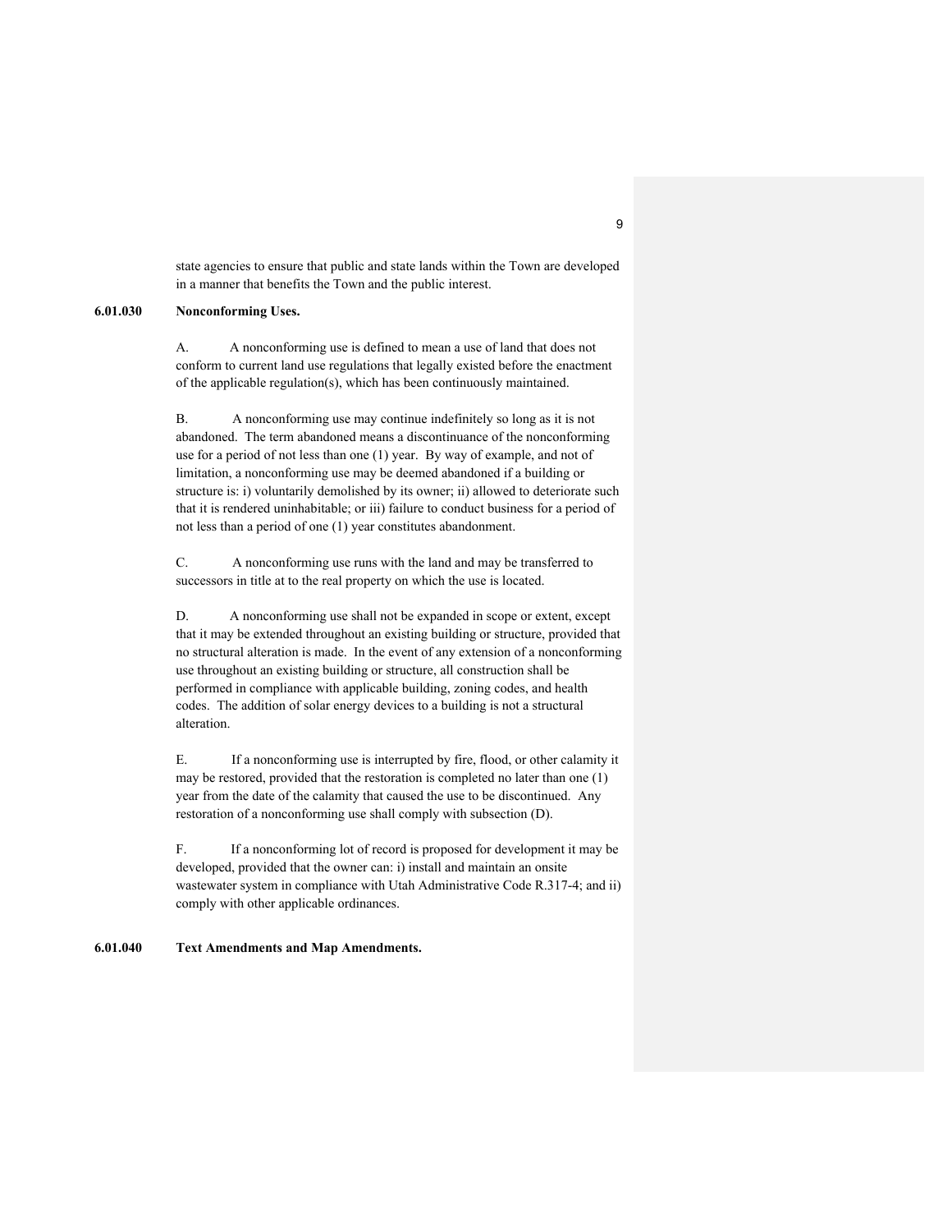state agencies to ensure that public and state lands within the Town are developed in a manner that benefits the Town and the public interest.

**6.01.030 Nonconforming Uses.**

A. A nonconforming use is defined to mean a use of land that does not conform to current land use regulations that legally existed before the enactment of the applicable regulation(s), which has been continuously maintained.

B. A nonconforming use may continue indefinitely so long as it is not abandoned. The term abandoned means a discontinuance of the nonconforming use for a period of not less than one (1) year. By way of example, and not of limitation, a nonconforming use may be deemed abandoned if a building or structure is: i) voluntarily demolished by its owner; ii) allowed to deteriorate such that it is rendered uninhabitable; or iii) failure to conduct business for a period of not less than a period of one (1) year constitutes abandonment.

C. A nonconforming use runs with the land and may be transferred to successors in title at to the real property on which the use is located.

D. A nonconforming use shall not be expanded in scope or extent, except that it may be extended throughout an existing building or structure, provided that no structural alteration is made. In the event of any extension of a nonconforming use throughout an existing building or structure, all construction shall be performed in compliance with applicable building, zoning codes, and health codes. The addition of solar energy devices to a building is not a structural alteration.

E. If a nonconforming use is interrupted by fire, flood, or other calamity it may be restored, provided that the restoration is completed no later than one (1) year from the date of the calamity that caused the use to be discontinued. Any restoration of a nonconforming use shall comply with subsection (D).

F. If a nonconforming lot of record is proposed for development it may be developed, provided that the owner can: i) install and maintain an onsite wastewater system in compliance with Utah Administrative Code R.317-4; and ii) comply with other applicable ordinances.

**6.01.040 Text Amendments and Map Amendments.**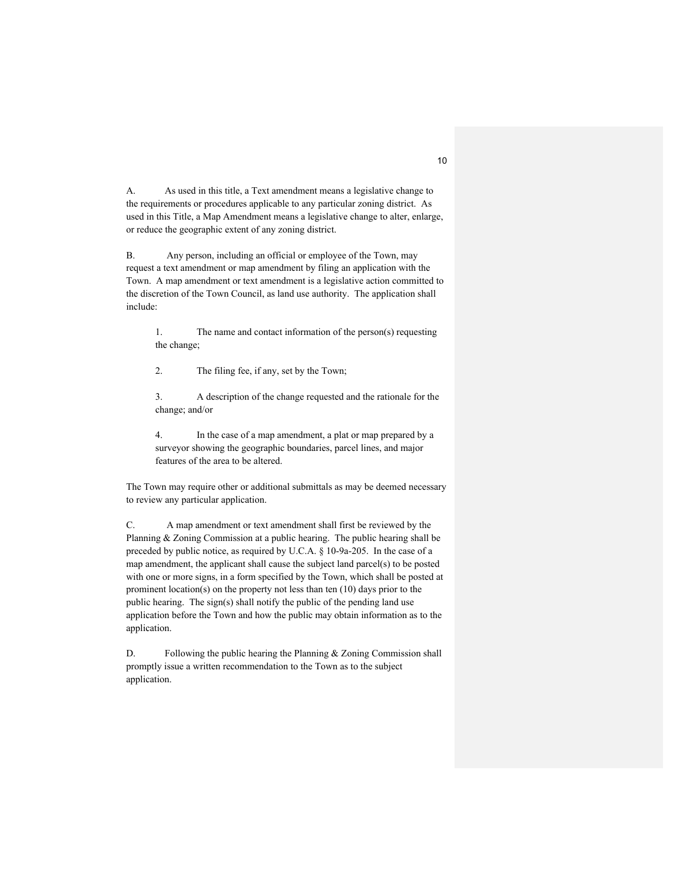A. As used in this title, a Text amendment means a legislative change to the requirements or procedures applicable to any particular zoning district. As used in this Title, a Map Amendment means a legislative change to alter, enlarge, or reduce the geographic extent of any zoning district.

B. Any person, including an official or employee of the Town, may request a text amendment or map amendment by filing an application with the Town. A map amendment or text amendment is a legislative action committed to the discretion of the Town Council, as land use authority. The application shall include:

> 1. The name and contact information of the person(s) requesting the change;
>
> 2. The filing fee, if any, set by the Town;
>
> 3. A description of the change requested and the rationale for the change; and/or
>
> 4. In the case of a map amendment, a plat or map prepared by a surveyor showing the geographic boundaries, parcel lines, and major features of the area to be altered.

The Town may require other or additional submittals as may be deemed necessary to review any particular application.

C. A map amendment or text amendment shall first be reviewed by the Planning & Zoning Commission at a public hearing. The public hearing shall be preceded by public notice, as required by U.C.A. § 10-9a-205. In the case of a map amendment, the applicant shall cause the subject land parcel(s) to be posted with one or more signs, in a form specified by the Town, which shall be posted at prominent location(s) on the property not less than ten (10) days prior to the public hearing. The sign(s) shall notify the public of the pending land use application before the Town and how the public may obtain information as to the application.

D. Following the public hearing the Planning & Zoning Commission shall promptly issue a written recommendation to the Town as to the subject application.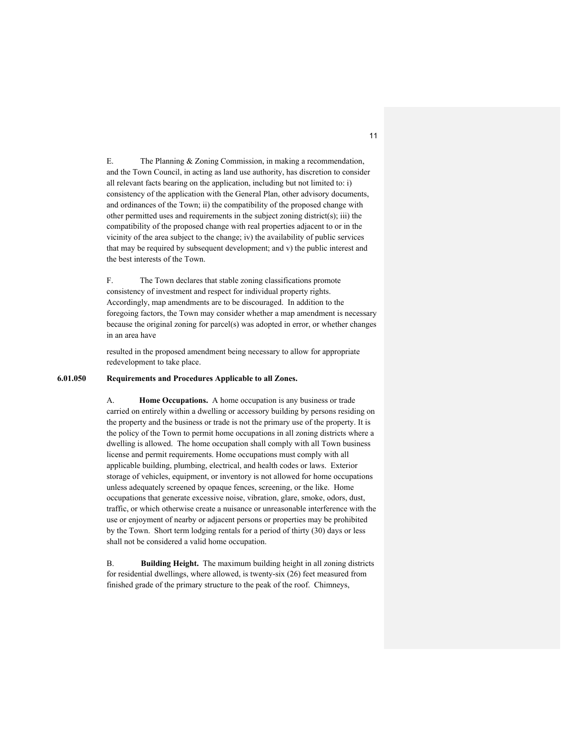E. The Planning & Zoning Commission, in making a recommendation, and the Town Council, in acting as land use authority, has discretion to consider all relevant facts bearing on the application, including but not limited to: i) consistency of the application with the General Plan, other advisory documents, and ordinances of the Town; ii) the compatibility of the proposed change with other permitted uses and requirements in the subject zoning district(s); iii) the compatibility of the proposed change with real properties adjacent to or in the vicinity of the area subject to the change; iv) the availability of public services that may be required by subsequent development; and v) the public interest and the best interests of the Town.

F. The Town declares that stable zoning classifications promote consistency of investment and respect for individual property rights. Accordingly, map amendments are to be discouraged. In addition to the foregoing factors, the Town may consider whether a map amendment is necessary because the original zoning for parcel(s) was adopted in error, or whether changes in an area have resulted in the proposed amendment being necessary to allow for appropriate redevelopment to take place.

**6.01.050 Requirements and Procedures Applicable to all Zones.**

A. **Home Occupations.** A home occupation is any business or trade carried on entirely within a dwelling or accessory building by persons residing on the property and the business or trade is not the primary use of the property. It is the policy of the Town to permit home occupations in all zoning districts where a dwelling is allowed. The home occupation shall comply with all Town business license and permit requirements. Home occupations must comply with all applicable building, plumbing, electrical, and health codes or laws. Exterior storage of vehicles, equipment, or inventory is not allowed for home occupations unless adequately screened by opaque fences, screening, or the like. Home occupations that generate excessive noise, vibration, glare, smoke, odors, dust, traffic, or which otherwise create a nuisance or unreasonable interference with the use or enjoyment of nearby or adjacent persons or properties may be prohibited by the Town. Short term lodging rentals for a period of thirty (30) days or less shall not be considered a valid home occupation.

B. **Building Height.** The maximum building height in all zoning districts for residential dwellings, where allowed, is twenty-six (26) feet measured from finished grade of the primary structure to the peak of the roof. Chimneys,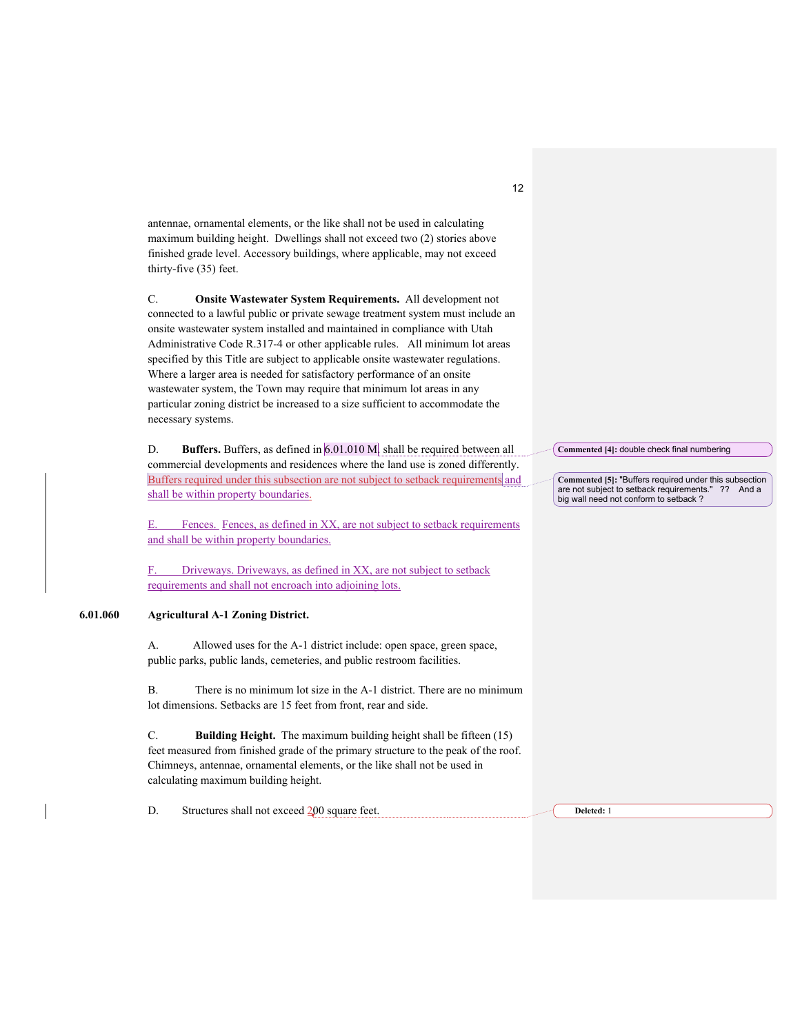antennae, ornamental elements, or the like shall not be used in calculating maximum building height. Dwellings shall not exceed two (2) stories above finished grade level. Accessory buildings, where applicable, may not exceed thirty-five (35) feet.

C. **Onsite Wastewater System Requirements.** All development not connected to a lawful public or private sewage treatment system must include an onsite wastewater system installed and maintained in compliance with Utah Administrative Code R.317-4 or other applicable rules. All minimum lot areas specified by this Title are subject to applicable onsite wastewater regulations. Where a larger area is needed for satisfactory performance of an onsite wastewater system, the Town may require that minimum lot areas in any particular zoning district be increased to a size sufficient to accommodate the necessary systems.

D. **Buffers.** Buffers, as defined in 6.01.010 M, shall be required between all commercial developments and residences where the land use is zoned differently. Buffers required under this subsection are not subject to setback requirements and shall be within property boundaries.

E. Fences. Fences, as defined in XX, are not subject to setback requirements and shall be within property boundaries.

F. Driveways. Driveways, as defined in XX, are not subject to setback requirements and shall not encroach into adjoining lots.

**6.01.060 Agricultural A-1 Zoning District.**

A. Allowed uses for the A-1 district include: open space, green space, public parks, public lands, cemeteries, and public restroom facilities.

B. There is no minimum lot size in the A-1 district. There are no minimum lot dimensions. Setbacks are 15 feet from front, rear and side.

C. **Building Height.** The maximum building height shall be fifteen (15) feet measured from finished grade of the primary structure to the peak of the roof. Chimneys, antennae, ornamental elements, or the like shall not be used in calculating maximum building height.

D. Structures shall not exceed 200 square feet.

Commented [4]: double check final numbering

Commented [5]: "Buffers required under this subsection are not subject to setback requirements." ?? And a big wall need not conform to setback ?

Deleted: 1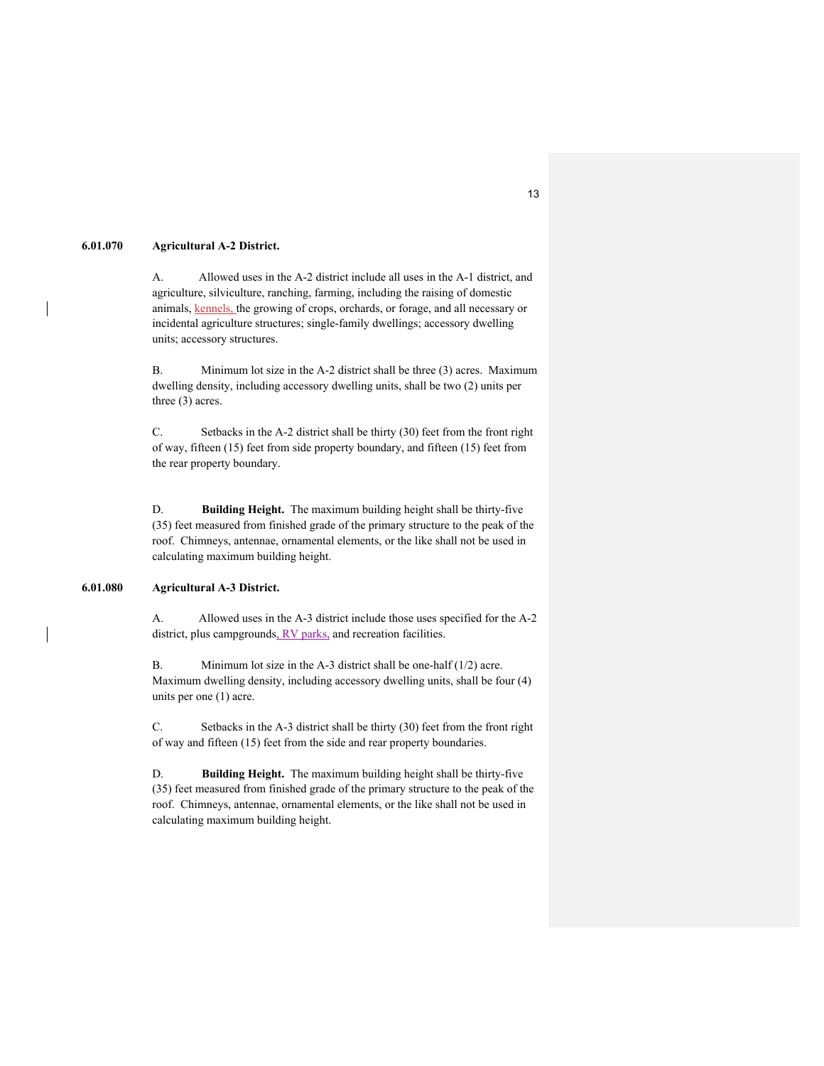### 6.01.070 Agricultural A-2 District.

A. Allowed uses in the A-2 district include all uses in the A-1 district, and agriculture, silviculture, ranching, farming, including the raising of domestic animals, kennels, the growing of crops, orchards, or forage, and all necessary or incidental agriculture structures; single-family dwellings; accessory dwelling units; accessory structures.

B. Minimum lot size in the A-2 district shall be three (3) acres. Maximum dwelling density, including accessory dwelling units, shall be two (2) units per three (3) acres.

C. Setbacks in the A-2 district shall be thirty (30) feet from the front right of way, fifteen (15) feet from side property boundary, and fifteen (15) feet from the rear property boundary.

D. **Building Height.** The maximum building height shall be thirty-five (35) feet measured from finished grade of the primary structure to the peak of the roof. Chimneys, antennae, ornamental elements, or the like shall not be used in calculating maximum building height.

### 6.01.080 Agricultural A-3 District.

A. Allowed uses in the A-3 district include those uses specified for the A-2 district, plus campgrounds, RV parks, and recreation facilities.

B. Minimum lot size in the A-3 district shall be one-half (1/2) acre. Maximum dwelling density, including accessory dwelling units, shall be four (4) units per one (1) acre.

C. Setbacks in the A-3 district shall be thirty (30) feet from the front right of way and fifteen (15) feet from the side and rear property boundaries.

D. **Building Height.** The maximum building height shall be thirty-five (35) feet measured from finished grade of the primary structure to the peak of the roof. Chimneys, antennae, ornamental elements, or the like shall not be used in calculating maximum building height.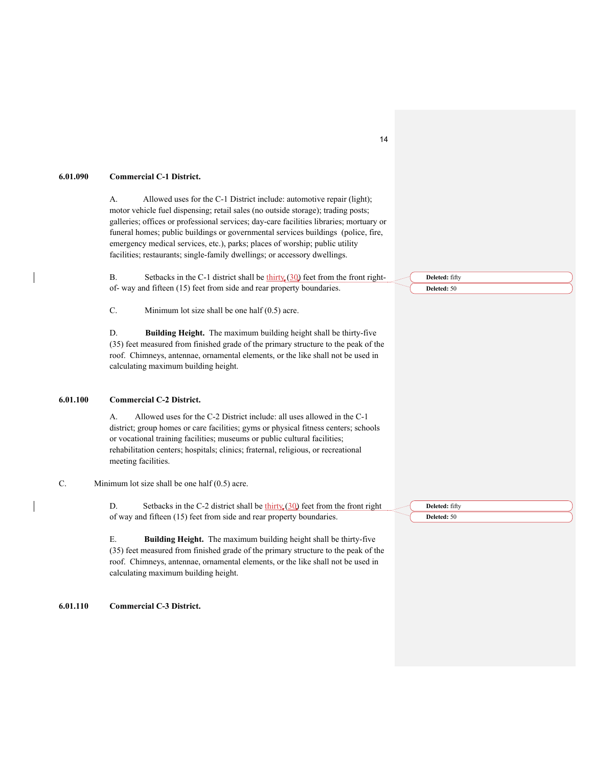**6.01.090 Commercial C-1 District.**

A. Allowed uses for the C-1 District include: automotive repair (light); motor vehicle fuel dispensing; retail sales (no outside storage); trading posts; galleries; offices or professional services; day-care facilities libraries; mortuary or funeral homes; public buildings or governmental services buildings (police, fire, emergency medical services, etc.), parks; places of worship; public utility facilities; restaurants; single-family dwellings; or accessory dwellings.

B. Setbacks in the C-1 district shall be thirty (30) feet from the front right-of- way and fifteen (15) feet from side and rear property boundaries.

C. Minimum lot size shall be one half (0.5) acre.

D. **Building Height.** The maximum building height shall be thirty-five (35) feet measured from finished grade of the primary structure to the peak of the roof. Chimneys, antennae, ornamental elements, or the like shall not be used in calculating maximum building height.

**6.01.100 Commercial C-2 District.**

A. Allowed uses for the C-2 District include: all uses allowed in the C-1 district; group homes or care facilities; gyms or physical fitness centers; schools or vocational training facilities; museums or public cultural facilities; rehabilitation centers; hospitals; clinics; fraternal, religious, or recreational meeting facilities.

C. Minimum lot size shall be one half (0.5) acre.

D. Setbacks in the C-2 district shall be thirty (30) feet from the front right of way and fifteen (15) feet from side and rear property boundaries.

E. **Building Height.** The maximum building height shall be thirty-five (35) feet measured from finished grade of the primary structure to the peak of the roof. Chimneys, antennae, ornamental elements, or the like shall not be used in calculating maximum building height.

**6.01.110 Commercial C-3 District.**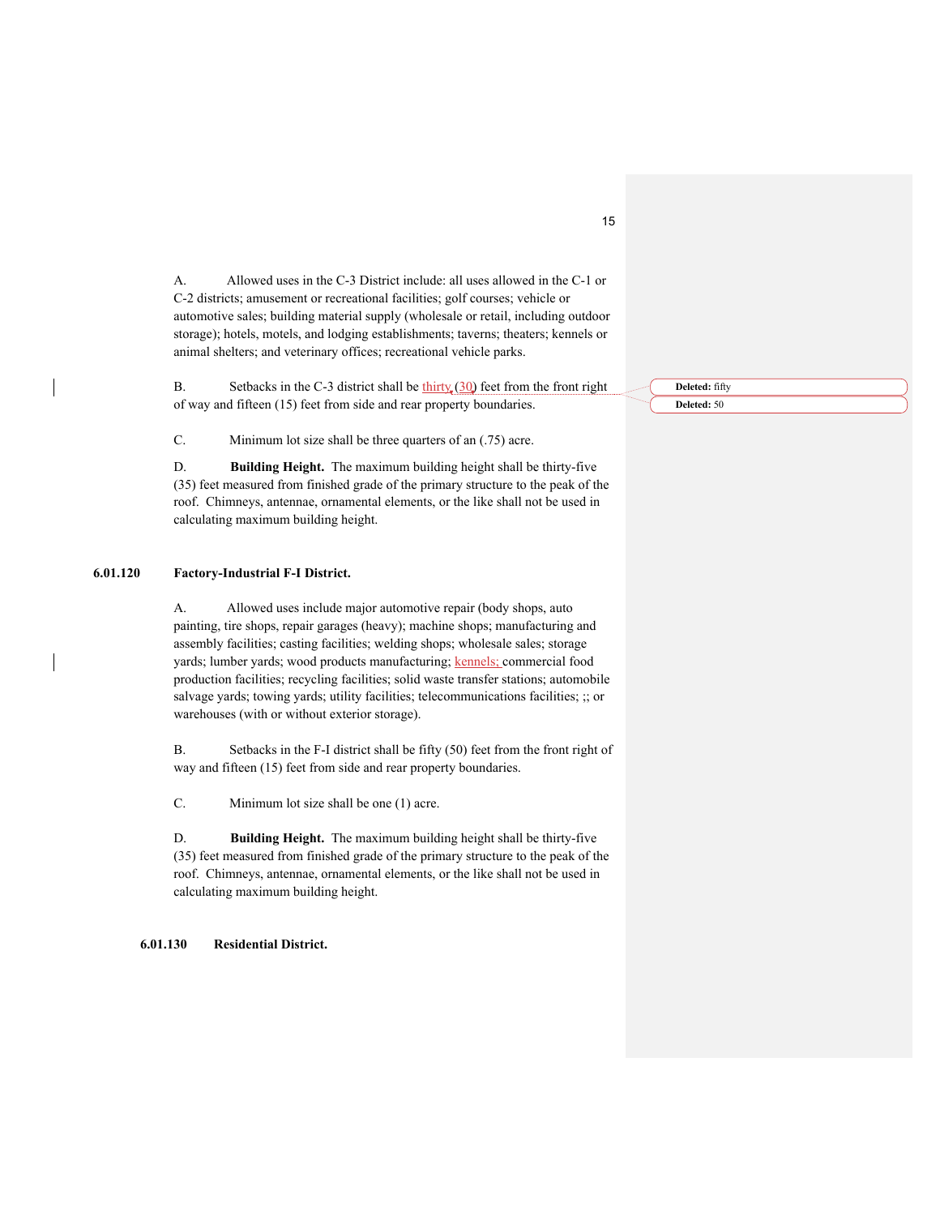A. Allowed uses in the C-3 District include: all uses allowed in the C-1 or C-2 districts; amusement or recreational facilities; golf courses; vehicle or automotive sales; building material supply (wholesale or retail, including outdoor storage); hotels, motels, and lodging establishments; taverns; theaters; kennels or animal shelters; and veterinary offices; recreational vehicle parks.

B. Setbacks in the C-3 district shall be thirty (30) feet from the front right of way and fifteen (15) feet from side and rear property boundaries.

Deleted: fifty

Deleted: 50

C. Minimum lot size shall be three quarters of an (.75) acre.

D. **Building Height.** The maximum building height shall be thirty-five (35) feet measured from finished grade of the primary structure to the peak of the roof. Chimneys, antennae, ornamental elements, or the like shall not be used in calculating maximum building height.

**6.01.120 Factory-Industrial F-I District.**

A. Allowed uses include major automotive repair (body shops, auto painting, tire shops, repair garages (heavy); machine shops; manufacturing and assembly facilities; casting facilities; welding shops; wholesale sales; storage yards; lumber yards; wood products manufacturing; kennels; commercial food production facilities; recycling facilities; solid waste transfer stations; automobile salvage yards; towing yards; utility facilities; telecommunications facilities; ;; or warehouses (with or without exterior storage).

B. Setbacks in the F-I district shall be fifty (50) feet from the front right of way and fifteen (15) feet from side and rear property boundaries.

C. Minimum lot size shall be one (1) acre.

D. **Building Height.** The maximum building height shall be thirty-five (35) feet measured from finished grade of the primary structure to the peak of the roof. Chimneys, antennae, ornamental elements, or the like shall not be used in calculating maximum building height.

**6.01.130 Residential District.**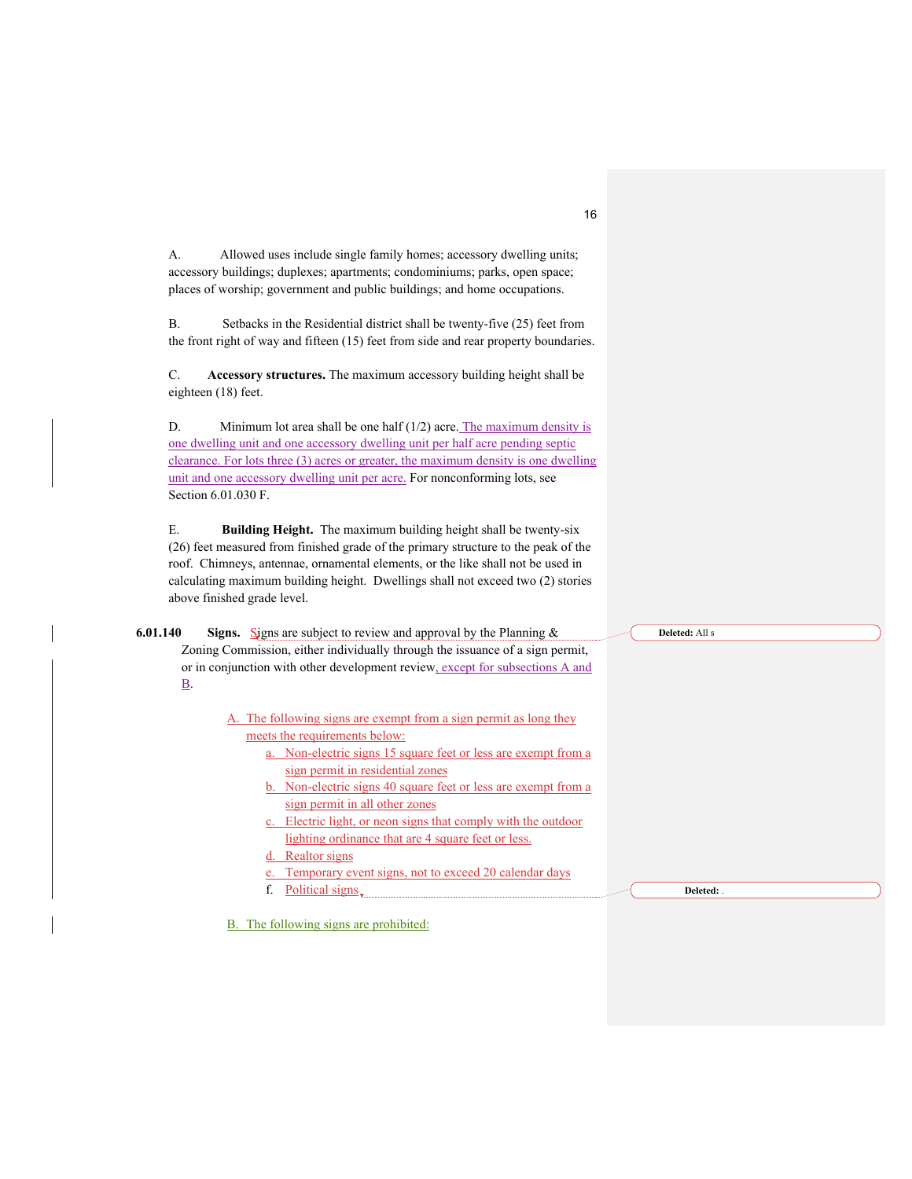A. Allowed uses include single family homes; accessory dwelling units; accessory buildings; duplexes; apartments; condominiums; parks, open space; places of worship; government and public buildings; and home occupations.

B. Setbacks in the Residential district shall be twenty-five (25) feet from the front right of way and fifteen (15) feet from side and rear property boundaries.

C. **Accessory structures.** The maximum accessory building height shall be eighteen (18) feet.

D. Minimum lot area shall be one half (1/2) acre. The maximum density is one dwelling unit and one accessory dwelling unit per half acre pending septic clearance. For lots three (3) acres or greater, the maximum density is one dwelling unit and one accessory dwelling unit per acre. For nonconforming lots, see Section 6.01.030 F.

E. **Building Height.** The maximum building height shall be twenty-six (26) feet measured from finished grade of the primary structure to the peak of the roof. Chimneys, antennae, ornamental elements, or the like shall not be used in calculating maximum building height. Dwellings shall not exceed two (2) stories above finished grade level.

**6.01.140 Signs.** Signs are subject to review and approval by the Planning & Zoning Commission, either individually through the issuance of a sign permit, or in conjunction with other development review, except for subsections A and B.

Deleted: All s

A. The following signs are exempt from a sign permit as long they meets the requirements below:

a. Non-electric signs 15 square feet or less are exempt from a sign permit in residential zones
b. Non-electric signs 40 square feet or less are exempt from a sign permit in all other zones
c. Electric light, or neon signs that comply with the outdoor lighting ordinance that are 4 square feet or less.
d. Realtor signs
e. Temporary event signs, not to exceed 20 calendar days
f. Political signs

Deleted: .

B. The following signs are prohibited: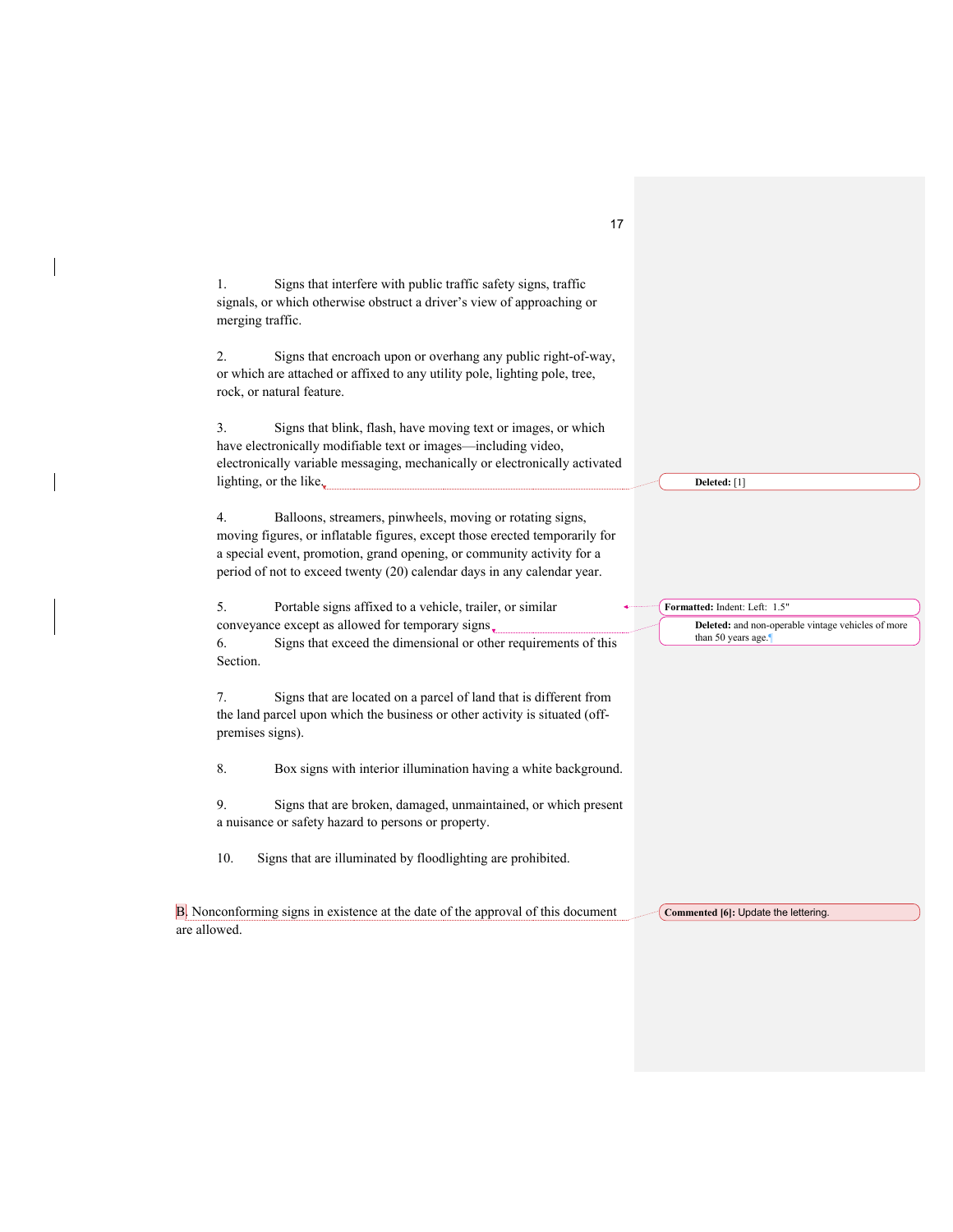1. Signs that interfere with public traffic safety signs, traffic signals, or which otherwise obstruct a driver's view of approaching or merging traffic.

2. Signs that encroach upon or overhang any public right-of-way, or which are attached or affixed to any utility pole, lighting pole, tree, rock, or natural feature.

3. Signs that blink, flash, have moving text or images, or which have electronically modifiable text or images—including video, electronically variable messaging, mechanically or electronically activated lighting, or the like.

4. Balloons, streamers, pinwheels, moving or rotating signs, moving figures, or inflatable figures, except those erected temporarily for a special event, promotion, grand opening, or community activity for a period of not to exceed twenty (20) calendar days in any calendar year.

5. Portable signs affixed to a vehicle, trailer, or similar conveyance except as allowed for temporary signs.

6. Signs that exceed the dimensional or other requirements of this Section.

7. Signs that are located on a parcel of land that is different from the land parcel upon which the business or other activity is situated (off-premises signs).

8. Box signs with interior illumination having a white background.

9. Signs that are broken, damaged, unmaintained, or which present a nuisance or safety hazard to persons or property.

10. Signs that are illuminated by floodlighting are prohibited.

B. Nonconforming signs in existence at the date of the approval of this document are allowed.

Deleted: [1]

Formatted: Indent: Left: 1.5"

Deleted: and non-operable vintage vehicles of more than 50 years age.

Commented [6]: Update the lettering.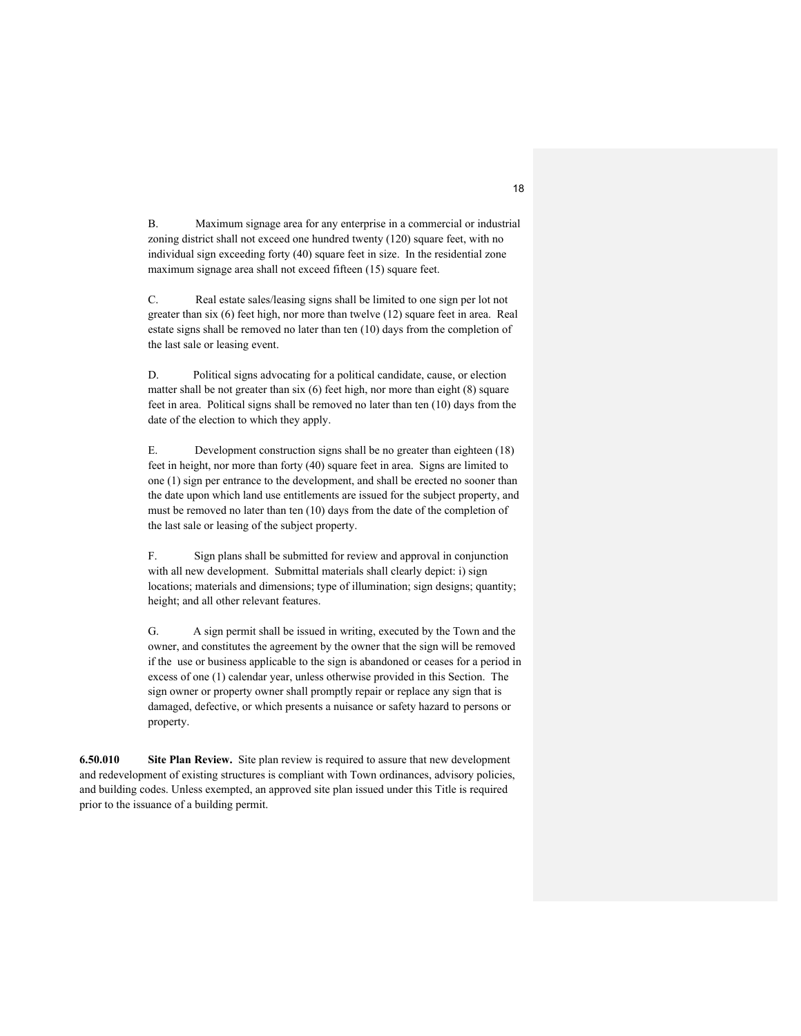B. Maximum signage area for any enterprise in a commercial or industrial zoning district shall not exceed one hundred twenty (120) square feet, with no individual sign exceeding forty (40) square feet in size. In the residential zone maximum signage area shall not exceed fifteen (15) square feet.

C. Real estate sales/leasing signs shall be limited to one sign per lot not greater than six (6) feet high, nor more than twelve (12) square feet in area. Real estate signs shall be removed no later than ten (10) days from the completion of the last sale or leasing event.

D. Political signs advocating for a political candidate, cause, or election matter shall be not greater than six (6) feet high, nor more than eight (8) square feet in area. Political signs shall be removed no later than ten (10) days from the date of the election to which they apply.

E. Development construction signs shall be no greater than eighteen (18) feet in height, nor more than forty (40) square feet in area. Signs are limited to one (1) sign per entrance to the development, and shall be erected no sooner than the date upon which land use entitlements are issued for the subject property, and must be removed no later than ten (10) days from the date of the completion of the last sale or leasing of the subject property.

F. Sign plans shall be submitted for review and approval in conjunction with all new development. Submittal materials shall clearly depict: i) sign locations; materials and dimensions; type of illumination; sign designs; quantity; height; and all other relevant features.

G. A sign permit shall be issued in writing, executed by the Town and the owner, and constitutes the agreement by the owner that the sign will be removed if the use or business applicable to the sign is abandoned or ceases for a period in excess of one (1) calendar year, unless otherwise provided in this Section. The sign owner or property owner shall promptly repair or replace any sign that is damaged, defective, or which presents a nuisance or safety hazard to persons or property.

**6.50.010 Site Plan Review.** Site plan review is required to assure that new development and redevelopment of existing structures is compliant with Town ordinances, advisory policies, and building codes. Unless exempted, an approved site plan issued under this Title is required prior to the issuance of a building permit.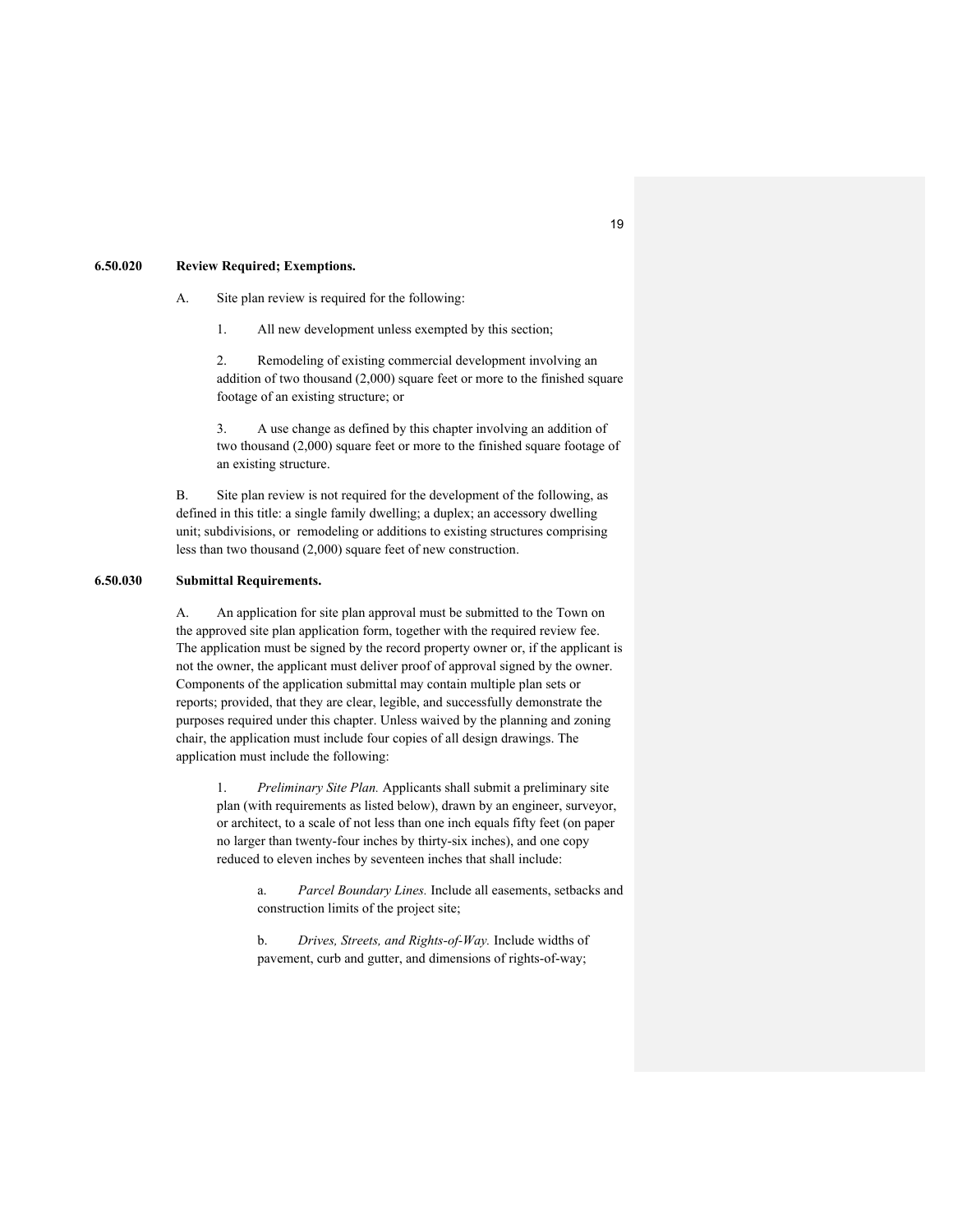**6.50.020 Review Required; Exemptions.**

A. Site plan review is required for the following:

1. All new development unless exempted by this section;

2. Remodeling of existing commercial development involving an addition of two thousand (2,000) square feet or more to the finished square footage of an existing structure; or

3. A use change as defined by this chapter involving an addition of two thousand (2,000) square feet or more to the finished square footage of an existing structure.

B. Site plan review is not required for the development of the following, as defined in this title: a single family dwelling; a duplex; an accessory dwelling unit; subdivisions, or remodeling or additions to existing structures comprising less than two thousand (2,000) square feet of new construction.

**6.50.030 Submittal Requirements.**

A. An application for site plan approval must be submitted to the Town on the approved site plan application form, together with the required review fee. The application must be signed by the record property owner or, if the applicant is not the owner, the applicant must deliver proof of approval signed by the owner. Components of the application submittal may contain multiple plan sets or reports; provided, that they are clear, legible, and successfully demonstrate the purposes required under this chapter. Unless waived by the planning and zoning chair, the application must include four copies of all design drawings. The application must include the following:

1. *Preliminary Site Plan.* Applicants shall submit a preliminary site plan (with requirements as listed below), drawn by an engineer, surveyor, or architect, to a scale of not less than one inch equals fifty feet (on paper no larger than twenty-four inches by thirty-six inches), and one copy reduced to eleven inches by seventeen inches that shall include:

   a. *Parcel Boundary Lines.* Include all easements, setbacks and construction limits of the project site;

   b. *Drives, Streets, and Rights-of-Way.* Include widths of pavement, curb and gutter, and dimensions of rights-of-way;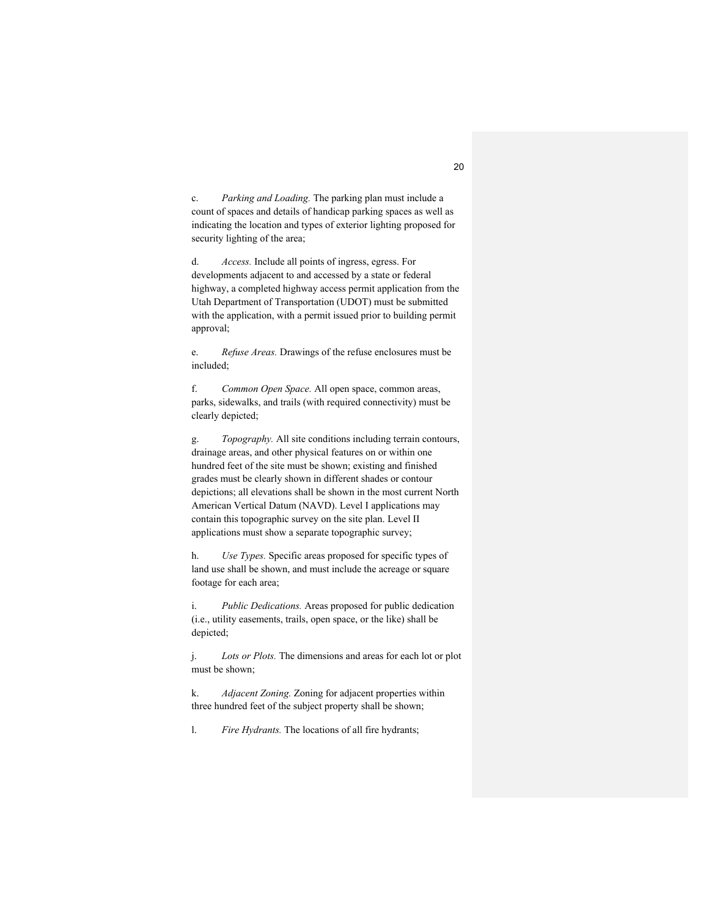c. *Parking and Loading.* The parking plan must include a count of spaces and details of handicap parking spaces as well as indicating the location and types of exterior lighting proposed for security lighting of the area;

d. *Access.* Include all points of ingress, egress. For developments adjacent to and accessed by a state or federal highway, a completed highway access permit application from the Utah Department of Transportation (UDOT) must be submitted with the application, with a permit issued prior to building permit approval;

e. *Refuse Areas.* Drawings of the refuse enclosures must be included;

f. *Common Open Space.* All open space, common areas, parks, sidewalks, and trails (with required connectivity) must be clearly depicted;

g. *Topography.* All site conditions including terrain contours, drainage areas, and other physical features on or within one hundred feet of the site must be shown; existing and finished grades must be clearly shown in different shades or contour depictions; all elevations shall be shown in the most current North American Vertical Datum (NAVD). Level I applications may contain this topographic survey on the site plan. Level II applications must show a separate topographic survey;

h. *Use Types.* Specific areas proposed for specific types of land use shall be shown, and must include the acreage or square footage for each area;

i. *Public Dedications.* Areas proposed for public dedication (i.e., utility easements, trails, open space, or the like) shall be depicted;

j. *Lots or Plots.* The dimensions and areas for each lot or plot must be shown;

k. *Adjacent Zoning.* Zoning for adjacent properties within three hundred feet of the subject property shall be shown;

l. *Fire Hydrants.* The locations of all fire hydrants;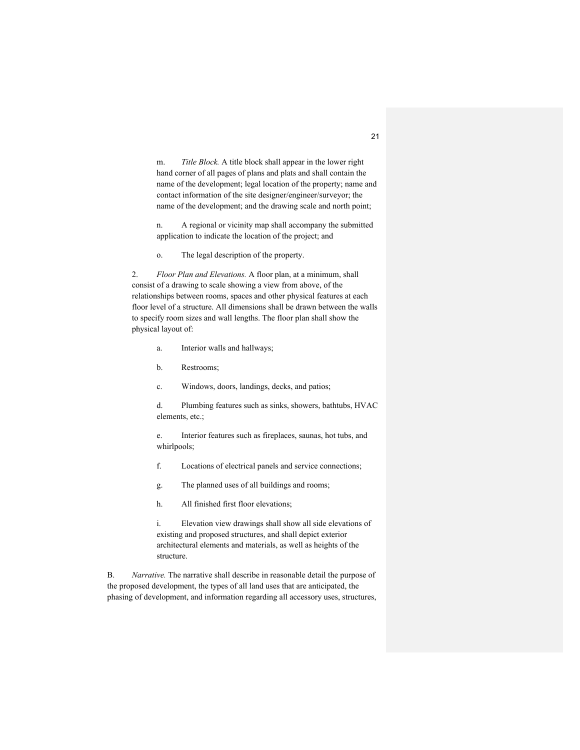m. *Title Block.* A title block shall appear in the lower right hand corner of all pages of plans and plats and shall contain the name of the development; legal location of the property; name and contact information of the site designer/engineer/surveyor; the name of the development; and the drawing scale and north point;

n. A regional or vicinity map shall accompany the submitted application to indicate the location of the project; and

o. The legal description of the property.

2. *Floor Plan and Elevations.* A floor plan, at a minimum, shall consist of a drawing to scale showing a view from above, of the relationships between rooms, spaces and other physical features at each floor level of a structure. All dimensions shall be drawn between the walls to specify room sizes and wall lengths. The floor plan shall show the physical layout of:

a. Interior walls and hallways;

b. Restrooms;

c. Windows, doors, landings, decks, and patios;

d. Plumbing features such as sinks, showers, bathtubs, HVAC elements, etc.;

e. Interior features such as fireplaces, saunas, hot tubs, and whirlpools;

f. Locations of electrical panels and service connections;

g. The planned uses of all buildings and rooms;

h. All finished first floor elevations;

i. Elevation view drawings shall show all side elevations of existing and proposed structures, and shall depict exterior architectural elements and materials, as well as heights of the structure.

B. *Narrative.* The narrative shall describe in reasonable detail the purpose of the proposed development, the types of all land uses that are anticipated, the phasing of development, and information regarding all accessory uses, structures,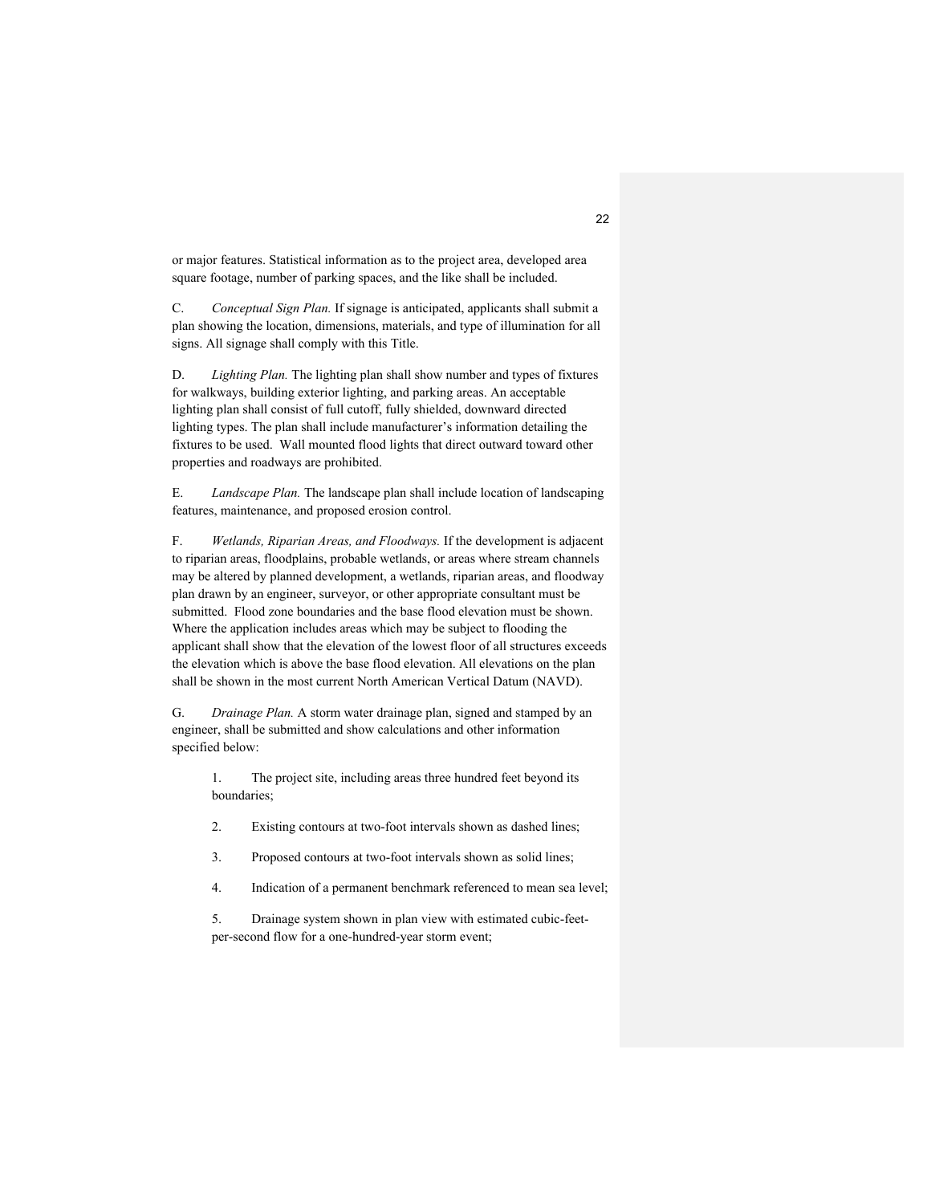or major features. Statistical information as to the project area, developed area square footage, number of parking spaces, and the like shall be included.

C. *Conceptual Sign Plan.* If signage is anticipated, applicants shall submit a plan showing the location, dimensions, materials, and type of illumination for all signs. All signage shall comply with this Title.

D. *Lighting Plan.* The lighting plan shall show number and types of fixtures for walkways, building exterior lighting, and parking areas. An acceptable lighting plan shall consist of full cutoff, fully shielded, downward directed lighting types. The plan shall include manufacturer's information detailing the fixtures to be used. Wall mounted flood lights that direct outward toward other properties and roadways are prohibited.

E. *Landscape Plan.* The landscape plan shall include location of landscaping features, maintenance, and proposed erosion control.

F. *Wetlands, Riparian Areas, and Floodways.* If the development is adjacent to riparian areas, floodplains, probable wetlands, or areas where stream channels may be altered by planned development, a wetlands, riparian areas, and floodway plan drawn by an engineer, surveyor, or other appropriate consultant must be submitted. Flood zone boundaries and the base flood elevation must be shown. Where the application includes areas which may be subject to flooding the applicant shall show that the elevation of the lowest floor of all structures exceeds the elevation which is above the base flood elevation. All elevations on the plan shall be shown in the most current North American Vertical Datum (NAVD).

G. *Drainage Plan.* A storm water drainage plan, signed and stamped by an engineer, shall be submitted and show calculations and other information specified below:

1. The project site, including areas three hundred feet beyond its boundaries;

2. Existing contours at two-foot intervals shown as dashed lines;

3. Proposed contours at two-foot intervals shown as solid lines;

4. Indication of a permanent benchmark referenced to mean sea level;

5. Drainage system shown in plan view with estimated cubic-feet-per-second flow for a one-hundred-year storm event;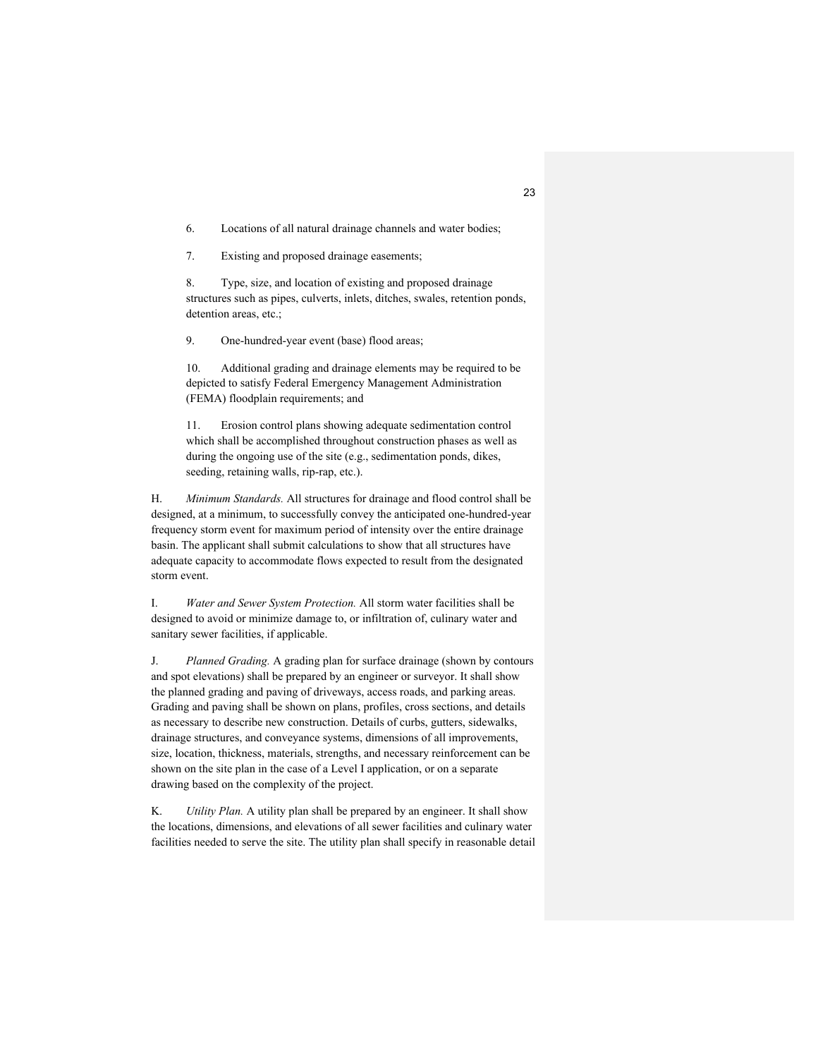6. Locations of all natural drainage channels and water bodies;

7. Existing and proposed drainage easements;

8. Type, size, and location of existing and proposed drainage structures such as pipes, culverts, inlets, ditches, swales, retention ponds, detention areas, etc.;

9. One-hundred-year event (base) flood areas;

10. Additional grading and drainage elements may be required to be depicted to satisfy Federal Emergency Management Administration (FEMA) floodplain requirements; and

11. Erosion control plans showing adequate sedimentation control which shall be accomplished throughout construction phases as well as during the ongoing use of the site (e.g., sedimentation ponds, dikes, seeding, retaining walls, rip-rap, etc.).

H. *Minimum Standards.* All structures for drainage and flood control shall be designed, at a minimum, to successfully convey the anticipated one-hundred-year frequency storm event for maximum period of intensity over the entire drainage basin. The applicant shall submit calculations to show that all structures have adequate capacity to accommodate flows expected to result from the designated storm event.

I. *Water and Sewer System Protection.* All storm water facilities shall be designed to avoid or minimize damage to, or infiltration of, culinary water and sanitary sewer facilities, if applicable.

J. *Planned Grading.* A grading plan for surface drainage (shown by contours and spot elevations) shall be prepared by an engineer or surveyor. It shall show the planned grading and paving of driveways, access roads, and parking areas. Grading and paving shall be shown on plans, profiles, cross sections, and details as necessary to describe new construction. Details of curbs, gutters, sidewalks, drainage structures, and conveyance systems, dimensions of all improvements, size, location, thickness, materials, strengths, and necessary reinforcement can be shown on the site plan in the case of a Level I application, or on a separate drawing based on the complexity of the project.

K. *Utility Plan.* A utility plan shall be prepared by an engineer. It shall show the locations, dimensions, and elevations of all sewer facilities and culinary water facilities needed to serve the site. The utility plan shall specify in reasonable detail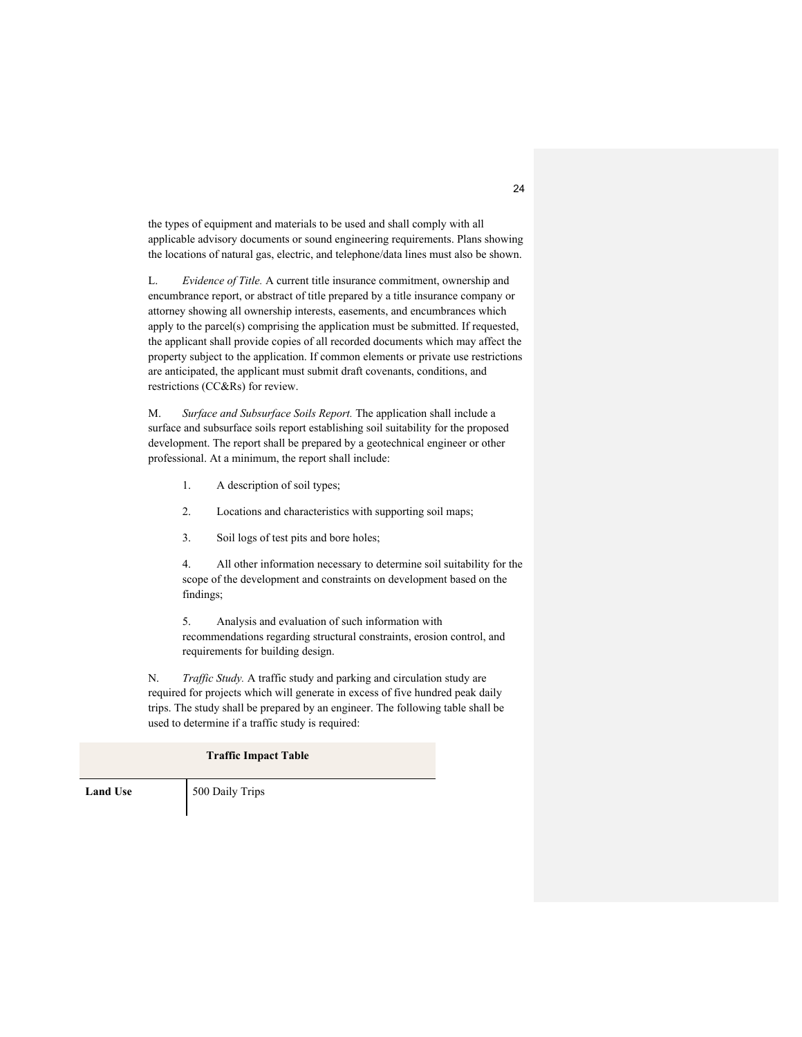the types of equipment and materials to be used and shall comply with all applicable advisory documents or sound engineering requirements. Plans showing the locations of natural gas, electric, and telephone/data lines must also be shown.

L. *Evidence of Title.* A current title insurance commitment, ownership and encumbrance report, or abstract of title prepared by a title insurance company or attorney showing all ownership interests, easements, and encumbrances which apply to the parcel(s) comprising the application must be submitted. If requested, the applicant shall provide copies of all recorded documents which may affect the property subject to the application. If common elements or private use restrictions are anticipated, the applicant must submit draft covenants, conditions, and restrictions (CC&Rs) for review.

M. *Surface and Subsurface Soils Report.* The application shall include a surface and subsurface soils report establishing soil suitability for the proposed development. The report shall be prepared by a geotechnical engineer or other professional. At a minimum, the report shall include:

1. A description of soil types;
2. Locations and characteristics with supporting soil maps;
3. Soil logs of test pits and bore holes;
4. All other information necessary to determine soil suitability for the scope of the development and constraints on development based on the findings;
5. Analysis and evaluation of such information with recommendations regarding structural constraints, erosion control, and requirements for building design.

N. *Traffic Study.* A traffic study and parking and circulation study are required for projects which will generate in excess of five hundred peak daily trips. The study shall be prepared by an engineer. The following table shall be used to determine if a traffic study is required:

| **Traffic Impact Table** | |
|---|---|
| **Land Use** | 500 Daily Trips |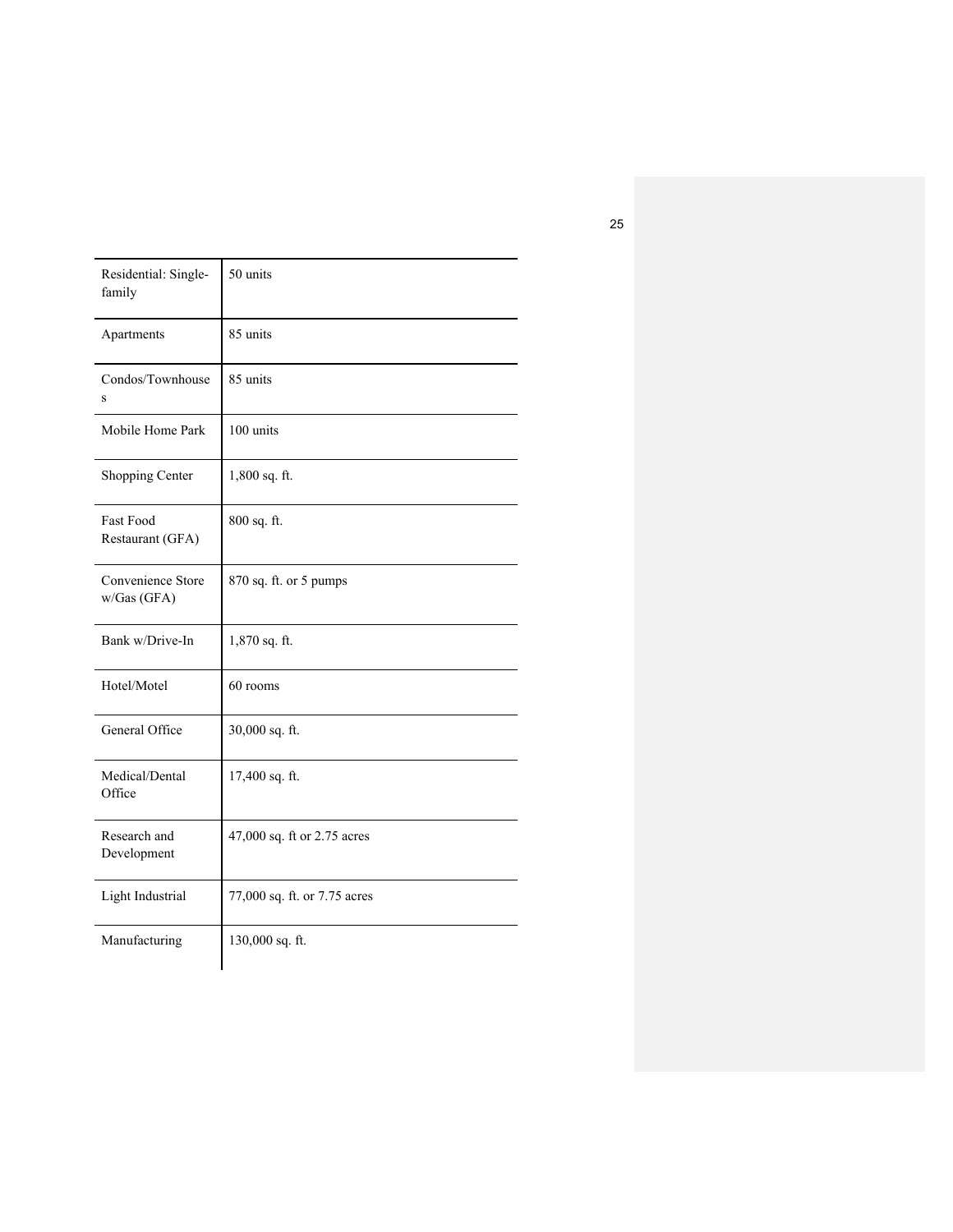| Residential: Single-family | 50 units |
|---|---|
| Apartments | 85 units |
| Condos/Townhouses | 85 units |
| Mobile Home Park | 100 units |
| Shopping Center | 1,800 sq. ft. |
| Fast Food Restaurant (GFA) | 800 sq. ft. |
| Convenience Store w/Gas (GFA) | 870 sq. ft. or 5 pumps |
| Bank w/Drive-In | 1,870 sq. ft. |
| Hotel/Motel | 60 rooms |
| General Office | 30,000 sq. ft. |
| Medical/Dental Office | 17,400 sq. ft. |
| Research and Development | 47,000 sq. ft or 2.75 acres |
| Light Industrial | 77,000 sq. ft. or 7.75 acres |
| Manufacturing | 130,000 sq. ft. |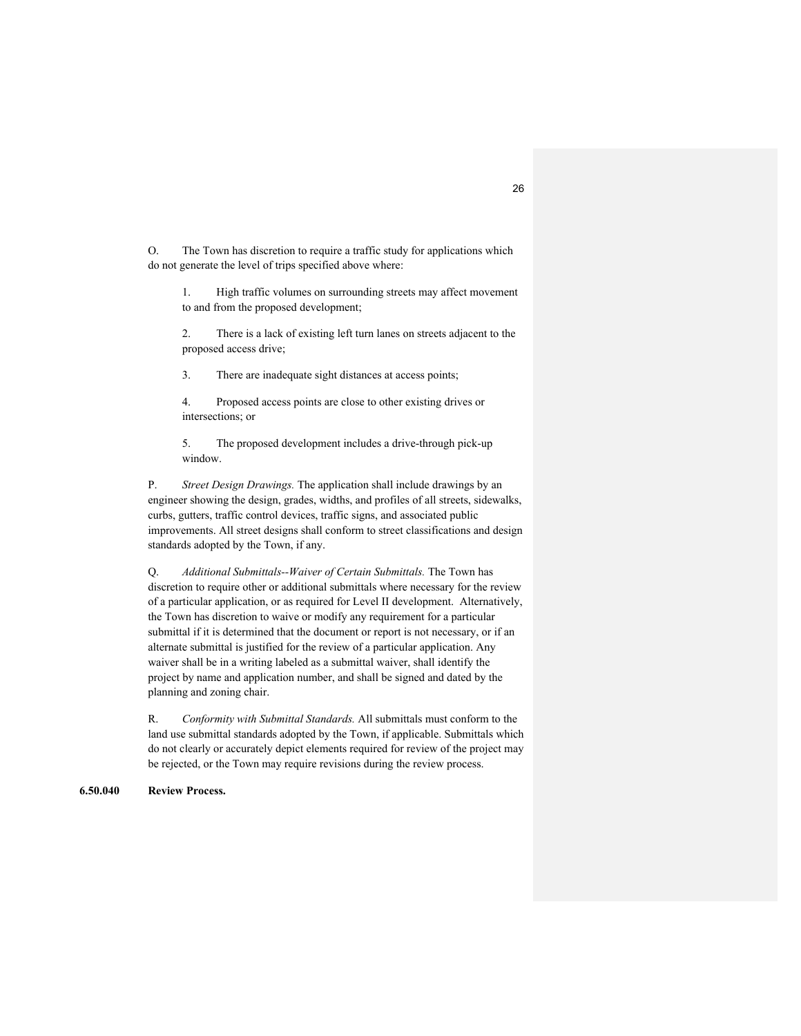O. The Town has discretion to require a traffic study for applications which do not generate the level of trips specified above where:

1. High traffic volumes on surrounding streets may affect movement to and from the proposed development;

2. There is a lack of existing left turn lanes on streets adjacent to the proposed access drive;

3. There are inadequate sight distances at access points;

4. Proposed access points are close to other existing drives or intersections; or

5. The proposed development includes a drive-through pick-up window.

P. *Street Design Drawings.* The application shall include drawings by an engineer showing the design, grades, widths, and profiles of all streets, sidewalks, curbs, gutters, traffic control devices, traffic signs, and associated public improvements. All street designs shall conform to street classifications and design standards adopted by the Town, if any.

Q. *Additional Submittals--Waiver of Certain Submittals.* The Town has discretion to require other or additional submittals where necessary for the review of a particular application, or as required for Level II development. Alternatively, the Town has discretion to waive or modify any requirement for a particular submittal if it is determined that the document or report is not necessary, or if an alternate submittal is justified for the review of a particular application. Any waiver shall be in a writing labeled as a submittal waiver, shall identify the project by name and application number, and shall be signed and dated by the planning and zoning chair.

R. *Conformity with Submittal Standards.* All submittals must conform to the land use submittal standards adopted by the Town, if applicable. Submittals which do not clearly or accurately depict elements required for review of the project may be rejected, or the Town may require revisions during the review process.

**6.50.040 Review Process.**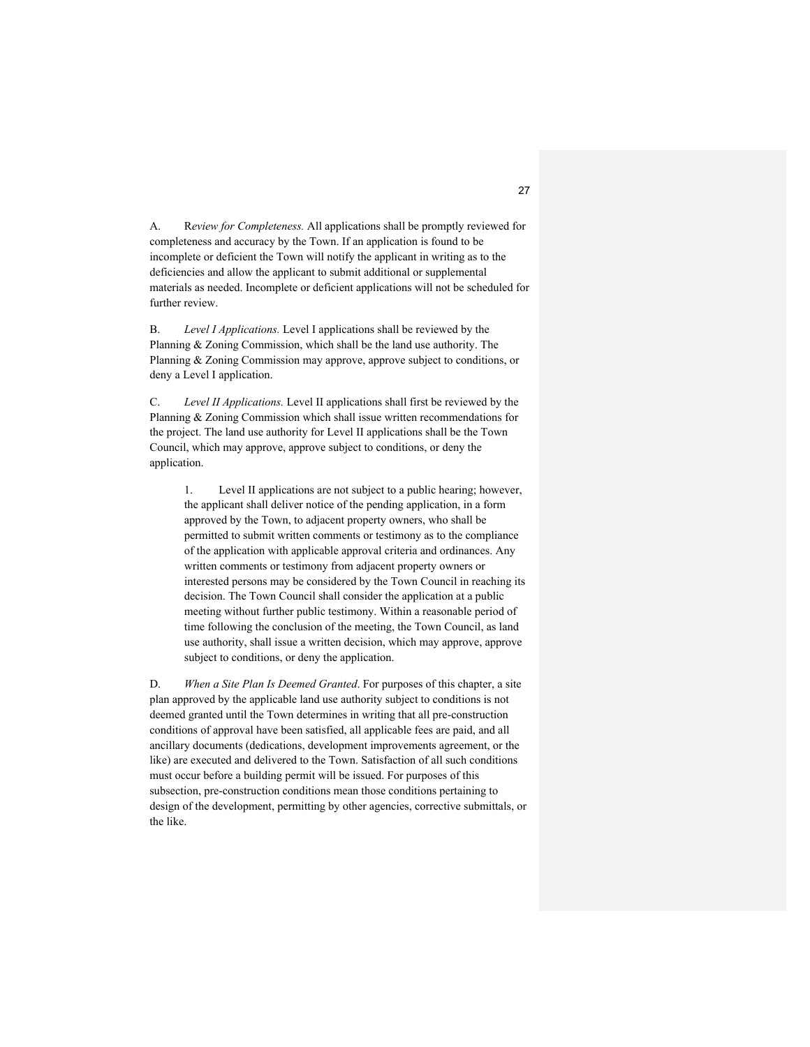A. R*eview for Completeness.* All applications shall be promptly reviewed for completeness and accuracy by the Town. If an application is found to be incomplete or deficient the Town will notify the applicant in writing as to the deficiencies and allow the applicant to submit additional or supplemental materials as needed. Incomplete or deficient applications will not be scheduled for further review.

B. *Level I Applications.* Level I applications shall be reviewed by the Planning & Zoning Commission, which shall be the land use authority. The Planning & Zoning Commission may approve, approve subject to conditions, or deny a Level I application.

C. *Level II Applications.* Level II applications shall first be reviewed by the Planning & Zoning Commission which shall issue written recommendations for the project. The land use authority for Level II applications shall be the Town Council, which may approve, approve subject to conditions, or deny the application.

> 1. Level II applications are not subject to a public hearing; however, the applicant shall deliver notice of the pending application, in a form approved by the Town, to adjacent property owners, who shall be permitted to submit written comments or testimony as to the compliance of the application with applicable approval criteria and ordinances. Any written comments or testimony from adjacent property owners or interested persons may be considered by the Town Council in reaching its decision. The Town Council shall consider the application at a public meeting without further public testimony. Within a reasonable period of time following the conclusion of the meeting, the Town Council, as land use authority, shall issue a written decision, which may approve, approve subject to conditions, or deny the application.

D. *When a Site Plan Is Deemed Granted*. For purposes of this chapter, a site plan approved by the applicable land use authority subject to conditions is not deemed granted until the Town determines in writing that all pre-construction conditions of approval have been satisfied, all applicable fees are paid, and all ancillary documents (dedications, development improvements agreement, or the like) are executed and delivered to the Town. Satisfaction of all such conditions must occur before a building permit will be issued. For purposes of this subsection, pre-construction conditions mean those conditions pertaining to design of the development, permitting by other agencies, corrective submittals, or the like.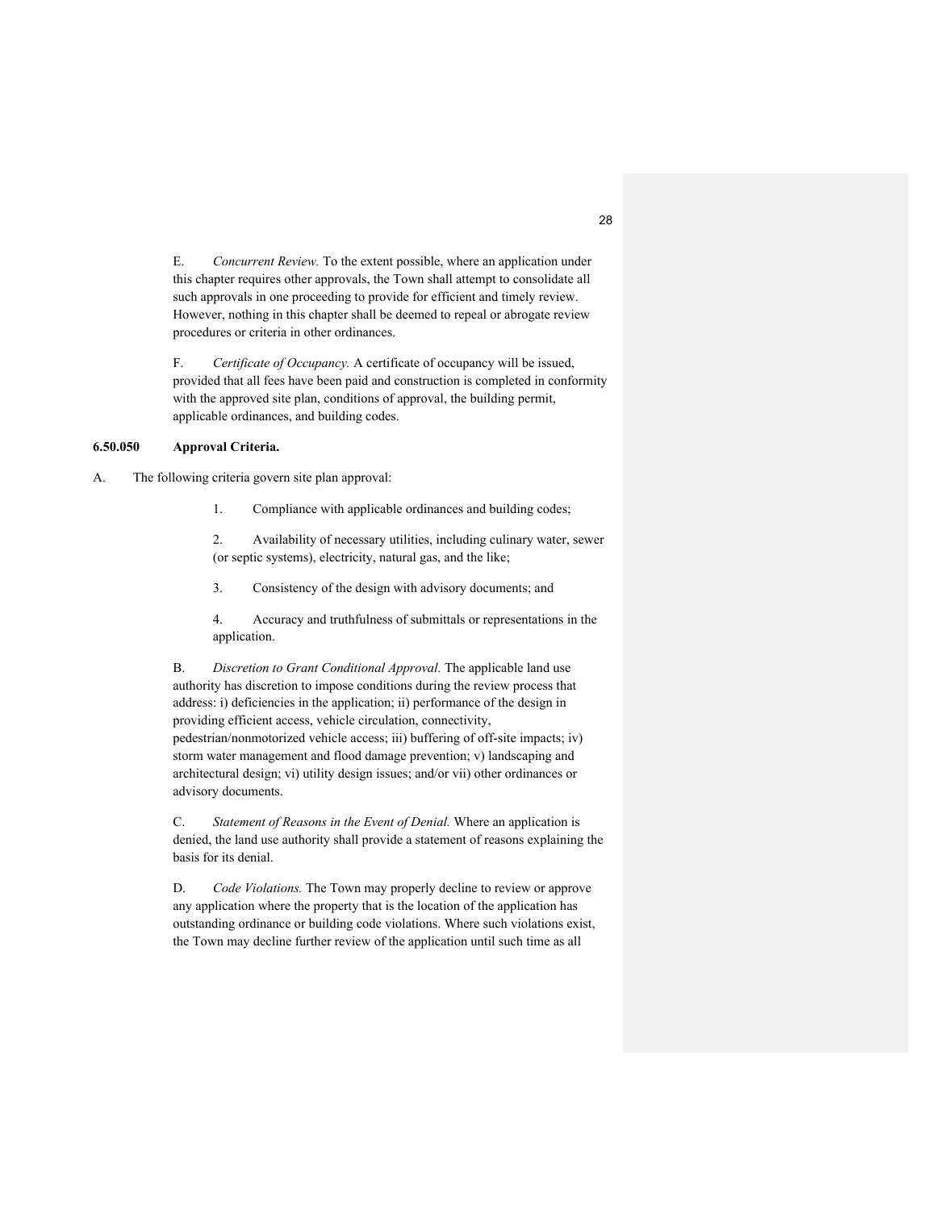E. *Concurrent Review.* To the extent possible, where an application under this chapter requires other approvals, the Town shall attempt to consolidate all such approvals in one proceeding to provide for efficient and timely review. However, nothing in this chapter shall be deemed to repeal or abrogate review procedures or criteria in other ordinances.

F. *Certificate of Occupancy.* A certificate of occupancy will be issued, provided that all fees have been paid and construction is completed in conformity with the approved site plan, conditions of approval, the building permit, applicable ordinances, and building codes.

**6.50.050 Approval Criteria.**

A. The following criteria govern site plan approval:

1. Compliance with applicable ordinances and building codes;
2. Availability of necessary utilities, including culinary water, sewer (or septic systems), electricity, natural gas, and the like;
3. Consistency of the design with advisory documents; and
4. Accuracy and truthfulness of submittals or representations in the application.

B. *Discretion to Grant Conditional Approval.* The applicable land use authority has discretion to impose conditions during the review process that address: i) deficiencies in the application; ii) performance of the design in providing efficient access, vehicle circulation, connectivity, pedestrian/nonmotorized vehicle access; iii) buffering of off-site impacts; iv) storm water management and flood damage prevention; v) landscaping and architectural design; vi) utility design issues; and/or vii) other ordinances or advisory documents.

C. *Statement of Reasons in the Event of Denial.* Where an application is denied, the land use authority shall provide a statement of reasons explaining the basis for its denial.

D. *Code Violations.* The Town may properly decline to review or approve any application where the property that is the location of the application has outstanding ordinance or building code violations. Where such violations exist, the Town may decline further review of the application until such time as all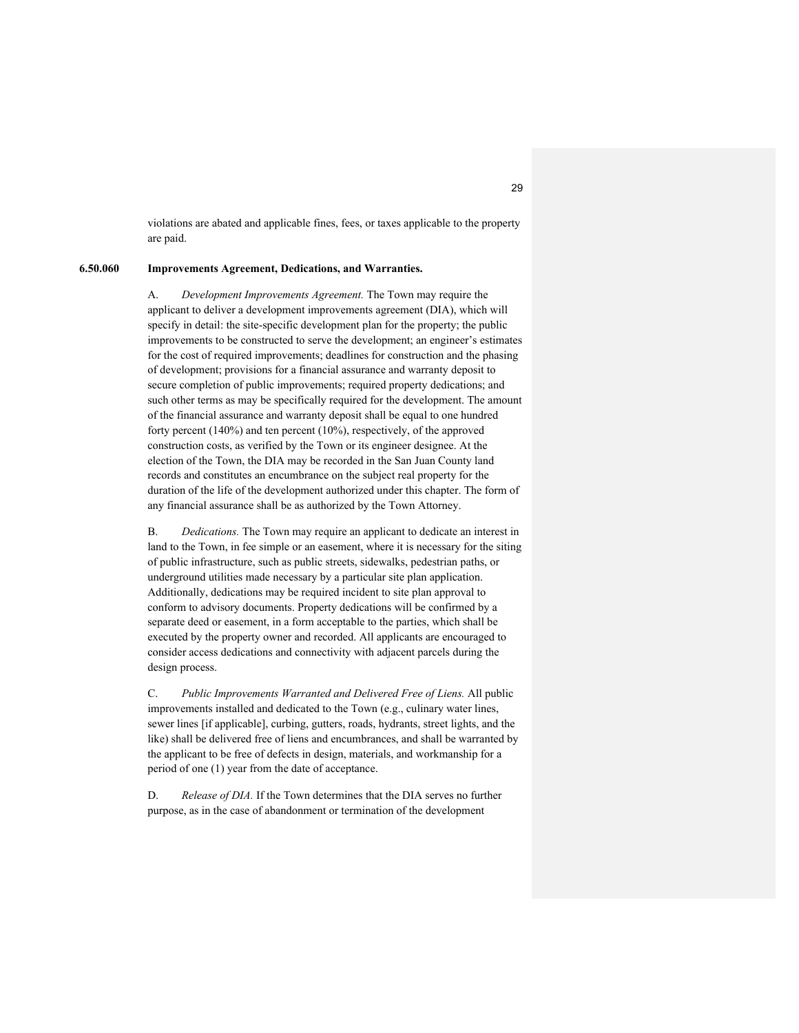violations are abated and applicable fines, fees, or taxes applicable to the property are paid.

**6.50.060 Improvements Agreement, Dedications, and Warranties.**

A. *Development Improvements Agreement.* The Town may require the applicant to deliver a development improvements agreement (DIA), which will specify in detail: the site-specific development plan for the property; the public improvements to be constructed to serve the development; an engineer's estimates for the cost of required improvements; deadlines for construction and the phasing of development; provisions for a financial assurance and warranty deposit to secure completion of public improvements; required property dedications; and such other terms as may be specifically required for the development. The amount of the financial assurance and warranty deposit shall be equal to one hundred forty percent (140%) and ten percent (10%), respectively, of the approved construction costs, as verified by the Town or its engineer designee. At the election of the Town, the DIA may be recorded in the San Juan County land records and constitutes an encumbrance on the subject real property for the duration of the life of the development authorized under this chapter. The form of any financial assurance shall be as authorized by the Town Attorney.

B. *Dedications.* The Town may require an applicant to dedicate an interest in land to the Town, in fee simple or an easement, where it is necessary for the siting of public infrastructure, such as public streets, sidewalks, pedestrian paths, or underground utilities made necessary by a particular site plan application. Additionally, dedications may be required incident to site plan approval to conform to advisory documents. Property dedications will be confirmed by a separate deed or easement, in a form acceptable to the parties, which shall be executed by the property owner and recorded. All applicants are encouraged to consider access dedications and connectivity with adjacent parcels during the design process.

C. *Public Improvements Warranted and Delivered Free of Liens.* All public improvements installed and dedicated to the Town (e.g., culinary water lines, sewer lines [if applicable], curbing, gutters, roads, hydrants, street lights, and the like) shall be delivered free of liens and encumbrances, and shall be warranted by the applicant to be free of defects in design, materials, and workmanship for a period of one (1) year from the date of acceptance.

D. *Release of DIA.* If the Town determines that the DIA serves no further purpose, as in the case of abandonment or termination of the development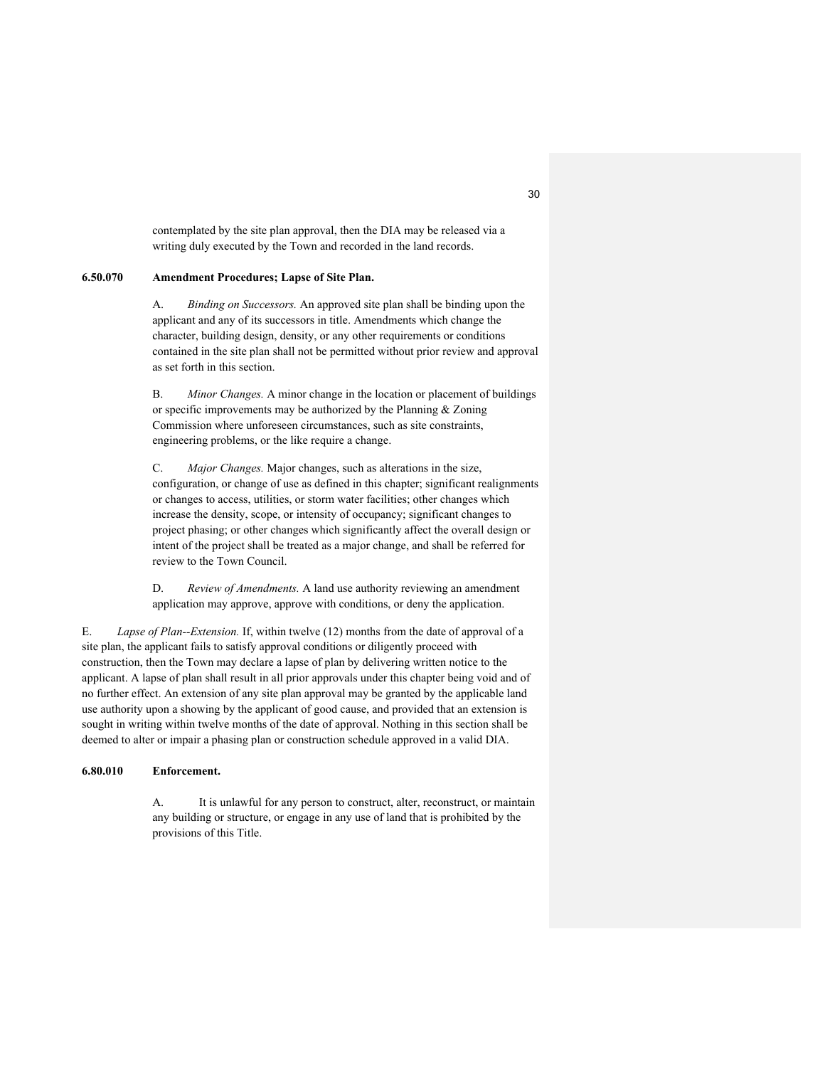contemplated by the site plan approval, then the DIA may be released via a writing duly executed by the Town and recorded in the land records.

**6.50.070 Amendment Procedures; Lapse of Site Plan.**

A. *Binding on Successors.* An approved site plan shall be binding upon the applicant and any of its successors in title. Amendments which change the character, building design, density, or any other requirements or conditions contained in the site plan shall not be permitted without prior review and approval as set forth in this section.

B. *Minor Changes.* A minor change in the location or placement of buildings or specific improvements may be authorized by the Planning & Zoning Commission where unforeseen circumstances, such as site constraints, engineering problems, or the like require a change.

C. *Major Changes.* Major changes, such as alterations in the size, configuration, or change of use as defined in this chapter; significant realignments or changes to access, utilities, or storm water facilities; other changes which increase the density, scope, or intensity of occupancy; significant changes to project phasing; or other changes which significantly affect the overall design or intent of the project shall be treated as a major change, and shall be referred for review to the Town Council.

D. *Review of Amendments.* A land use authority reviewing an amendment application may approve, approve with conditions, or deny the application.

E. *Lapse of Plan--Extension.* If, within twelve (12) months from the date of approval of a site plan, the applicant fails to satisfy approval conditions or diligently proceed with construction, then the Town may declare a lapse of plan by delivering written notice to the applicant. A lapse of plan shall result in all prior approvals under this chapter being void and of no further effect. An extension of any site plan approval may be granted by the applicable land use authority upon a showing by the applicant of good cause, and provided that an extension is sought in writing within twelve months of the date of approval. Nothing in this section shall be deemed to alter or impair a phasing plan or construction schedule approved in a valid DIA.

**6.80.010 Enforcement.**

A. It is unlawful for any person to construct, alter, reconstruct, or maintain any building or structure, or engage in any use of land that is prohibited by the provisions of this Title.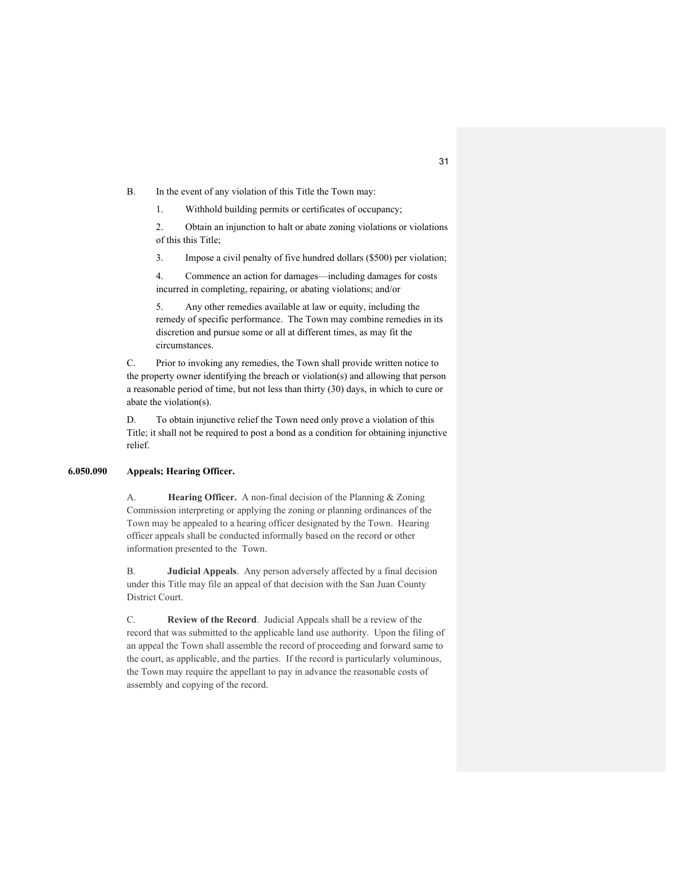B. In the event of any violation of this Title the Town may:

1. Withhold building permits or certificates of occupancy;

2. Obtain an injunction to halt or abate zoning violations or violations of this this Title;

3. Impose a civil penalty of five hundred dollars ($500) per violation;

4. Commence an action for damages—including damages for costs incurred in completing, repairing, or abating violations; and/or

5. Any other remedies available at law or equity, including the remedy of specific performance. The Town may combine remedies in its discretion and pursue some or all at different times, as may fit the circumstances.

C. Prior to invoking any remedies, the Town shall provide written notice to the property owner identifying the breach or violation(s) and allowing that person a reasonable period of time, but not less than thirty (30) days, in which to cure or abate the violation(s).

D. To obtain injunctive relief the Town need only prove a violation of this Title; it shall not be required to post a bond as a condition for obtaining injunctive relief.

**6.050.090 Appeals; Hearing Officer.**

A. **Hearing Officer.** A non-final decision of the Planning & Zoning Commission interpreting or applying the zoning or planning ordinances of the Town may be appealed to a hearing officer designated by the Town. Hearing officer appeals shall be conducted informally based on the record or other information presented to the Town.

B. **Judicial Appeals**. Any person adversely affected by a final decision under this Title may file an appeal of that decision with the San Juan County District Court.

C. **Review of the Record**. Judicial Appeals shall be a review of the record that was submitted to the applicable land use authority. Upon the filing of an appeal the Town shall assemble the record of proceeding and forward same to the court, as applicable, and the parties. If the record is particularly voluminous, the Town may require the appellant to pay in advance the reasonable costs of assembly and copying of the record.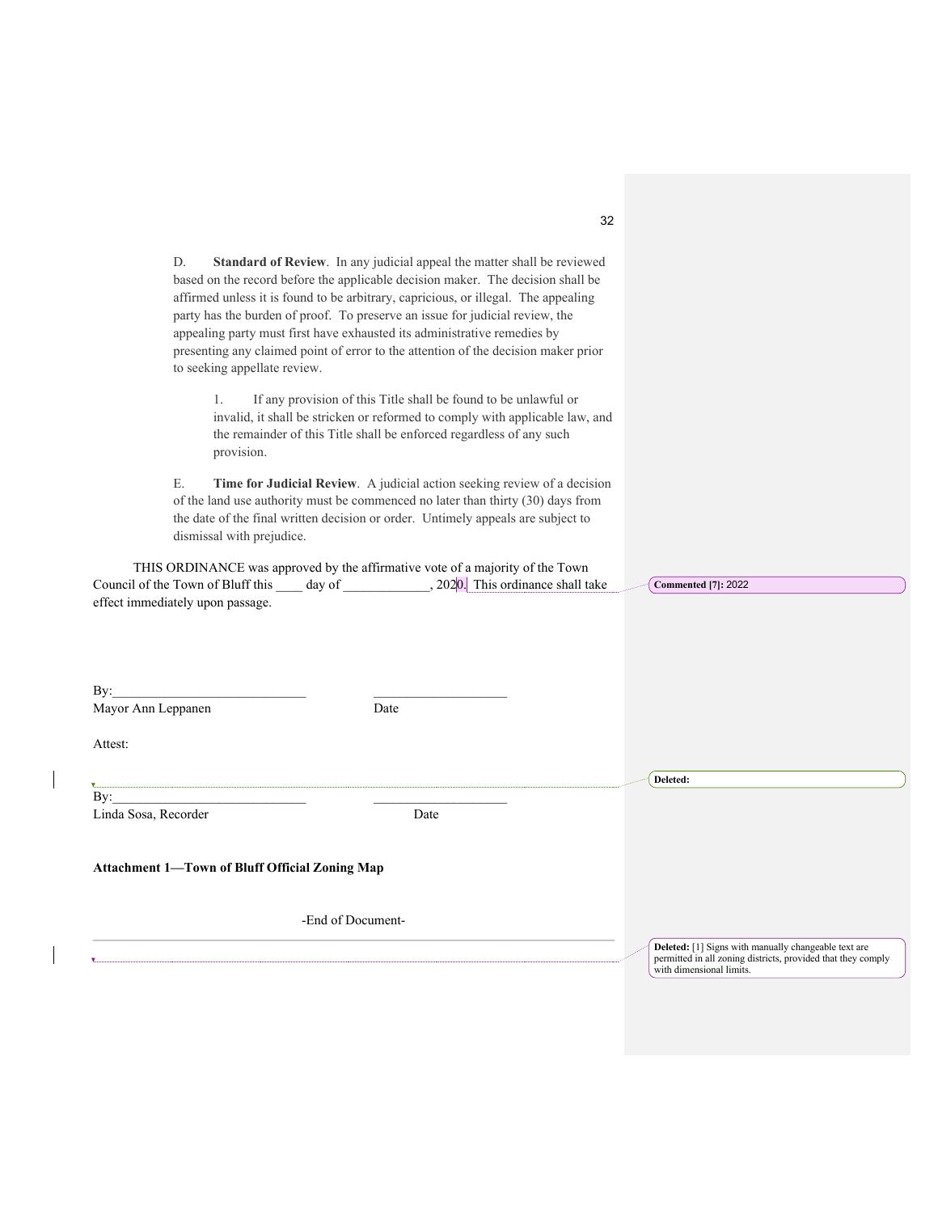D. **Standard of Review**. In any judicial appeal the matter shall be reviewed based on the record before the applicable decision maker. The decision shall be affirmed unless it is found to be arbitrary, capricious, or illegal. The appealing party has the burden of proof. To preserve an issue for judicial review, the appealing party must first have exhausted its administrative remedies by presenting any claimed point of error to the attention of the decision maker prior to seeking appellate review.

1. If any provision of this Title shall be found to be unlawful or invalid, it shall be stricken or reformed to comply with applicable law, and the remainder of this Title shall be enforced regardless of any such provision.

E. **Time for Judicial Review**. A judicial action seeking review of a decision of the land use authority must be commenced no later than thirty (30) days from the date of the final written decision or order. Untimely appeals are subject to dismissal with prejudice.

THIS ORDINANCE was approved by the affirmative vote of a majority of the Town Council of the Town of Bluff this ____ day of _____________, 2020. This ordinance shall take effect immediately upon passage.

**Commented [7]:** 2022

By:____________________________ ____________________
Mayor Ann Leppanen Date

Attest:

**Deleted:**

By:____________________________ ____________________
Linda Sosa, Recorder Date

**Attachment 1—Town of Bluff Official Zoning Map**

-End of Document-

**Deleted:** [1] Signs with manually changeable text are permitted in all zoning districts, provided that they comply with dimensional limits.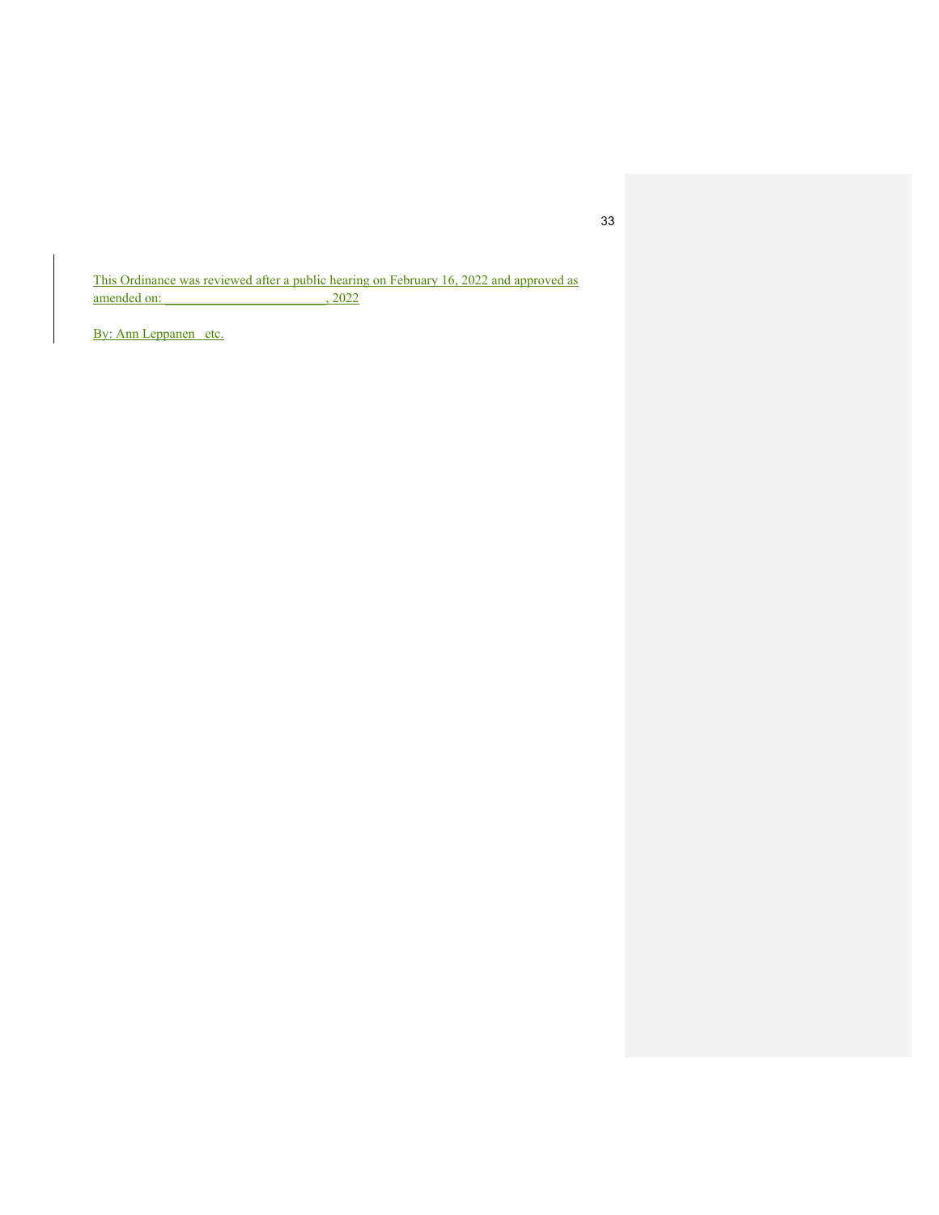This Ordinance was reviewed after a public hearing on February 16, 2022 and approved as amended on: ________________________, 2022

By: Ann Leppanen etc.